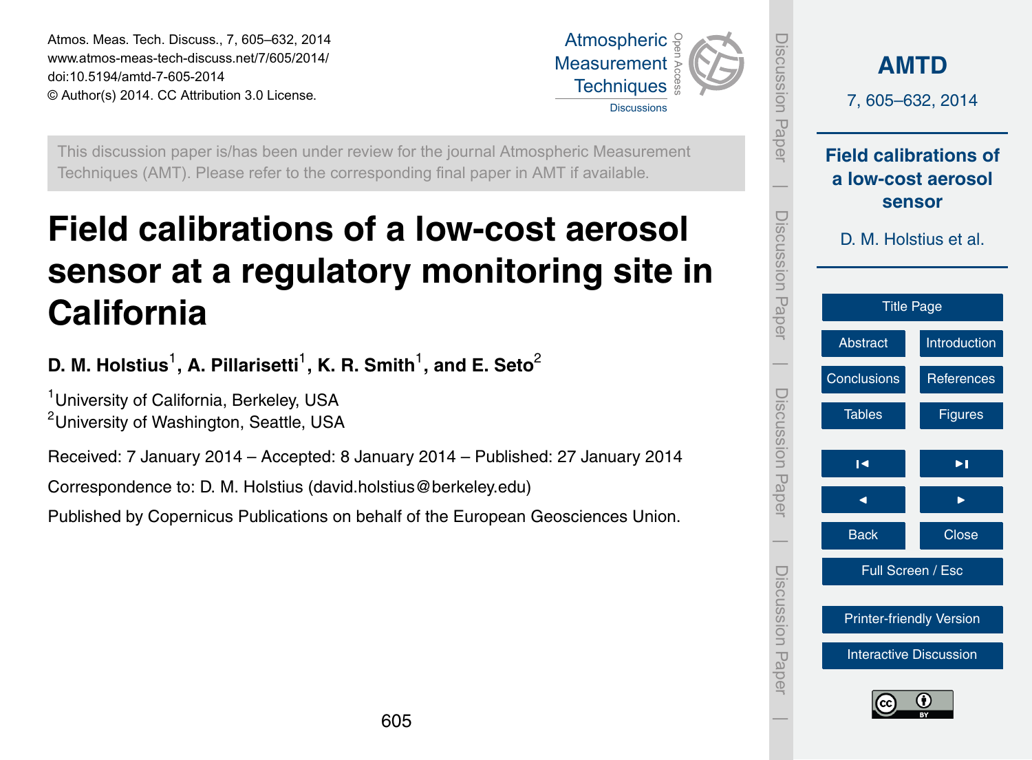Atmos. Meas. Tech. Discuss., 7, 605–632, 2014
www.atmos-meas-tech-discuss.net/7/605/2014/
doi:10.5194/amtd-7-605-2014
© Author(s) 2014. CC Attribution 3.0 License.

This discussion paper is/has been under review for the journal Atmospheric Measurement Techniques (AMT). Please refer to the corresponding final paper in AMT if available.

# Field calibrations of a low-cost aerosol sensor at a regulatory monitoring site in California

**D. M. Holstius[1], A. Pillarisetti[1], K. R. Smith[1], and E. Seto[2]**

[1]University of California, Berkeley, USA
[2]University of Washington, Seattle, USA

Received: 7 January 2014 – Accepted: 8 January 2014 – Published: 27 January 2014

Correspondence to: D. M. Holstius (david.holstius@berkeley.edu)

Published by Copernicus Publications on behalf of the European Geosciences Union.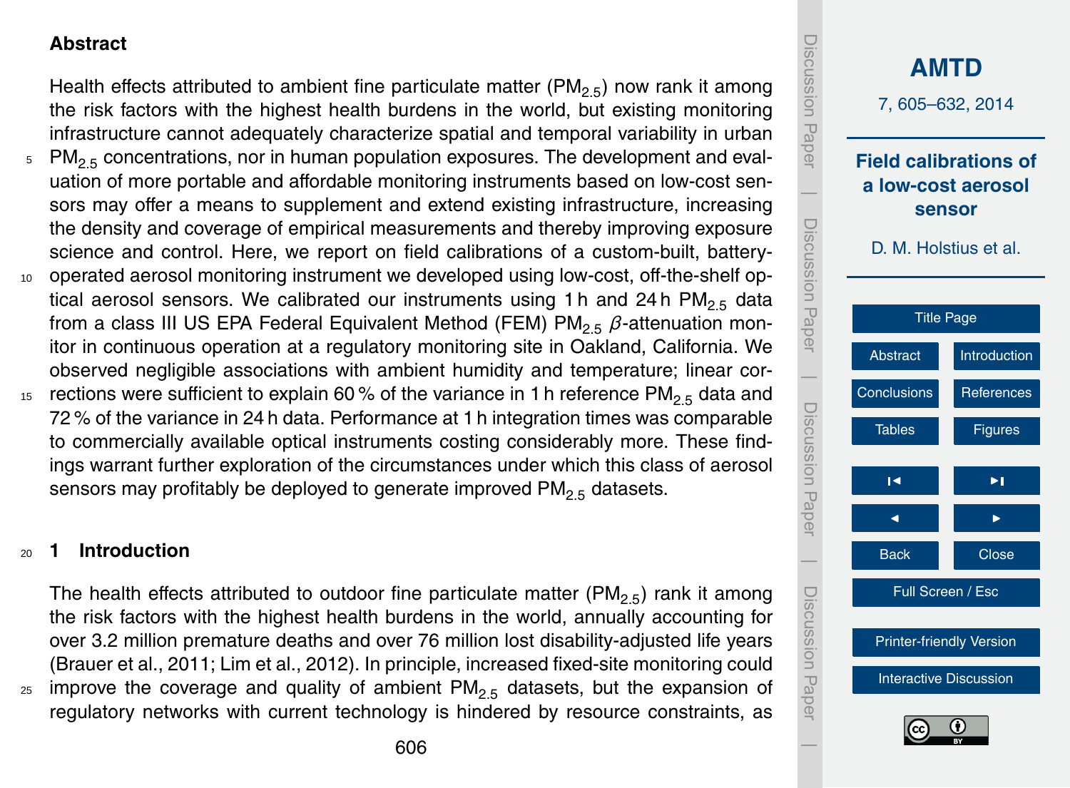## Abstract

Health effects attributed to ambient fine particulate matter ($PM_{2.5}$) now rank it among the risk factors with the highest health burdens in the world, but existing monitoring infrastructure cannot adequately characterize spatial and temporal variability in urban $PM_{2.5}$ concentrations, nor in human population exposures. The development and evaluation of more portable and affordable monitoring instruments based on low-cost sensors may offer a means to supplement and extend existing infrastructure, increasing the density and coverage of empirical measurements and thereby improving exposure science and control. Here, we report on field calibrations of a custom-built, battery-operated aerosol monitoring instrument we developed using low-cost, off-the-shelf optical aerosol sensors. We calibrated our instruments using 1 h and 24 h $PM_{2.5}$ data from a class III US EPA Federal Equivalent Method (FEM) $PM_{2.5}$ $\beta$-attenuation monitor in continuous operation at a regulatory monitoring site in Oakland, California. We observed negligible associations with ambient humidity and temperature; linear corrections were sufficient to explain 60 % of the variance in 1 h reference $PM_{2.5}$ data and 72 % of the variance in 24 h data. Performance at 1 h integration times was comparable to commercially available optical instruments costing considerably more. These findings warrant further exploration of the circumstances under which this class of aerosol sensors may profitably be deployed to generate improved $PM_{2.5}$ datasets.

## 1 Introduction

The health effects attributed to outdoor fine particulate matter ($PM_{2.5}$) rank it among the risk factors with the highest health burdens in the world, annually accounting for over 3.2 million premature deaths and over 76 million lost disability-adjusted life years (Brauer et al., 2011; Lim et al., 2012). In principle, increased fixed-site monitoring could improve the coverage and quality of ambient $PM_{2.5}$ datasets, but the expansion of regulatory networks with current technology is hindered by resource constraints, as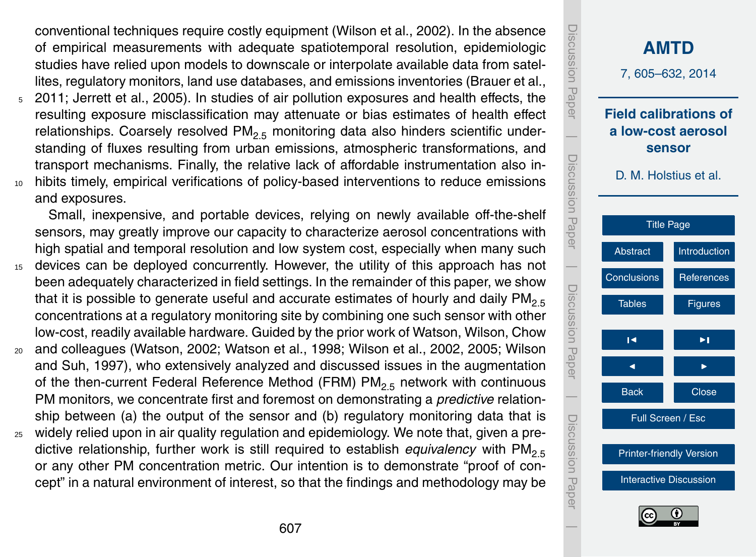conventional techniques require costly equipment (Wilson et al., 2002). In the absence of empirical measurements with adequate spatiotemporal resolution, epidemiologic studies have relied upon models to downscale or interpolate available data from satellites, regulatory monitors, land use databases, and emissions inventories (Brauer et al., 2011; Jerrett et al., 2005). In studies of air pollution exposures and health effects, the resulting exposure misclassification may attenuate or bias estimates of health effect relationships. Coarsely resolved $PM_{2.5}$ monitoring data also hinders scientific understanding of fluxes resulting from urban emissions, atmospheric transformations, and transport mechanisms. Finally, the relative lack of affordable instrumentation also inhibits timely, empirical verifications of policy-based interventions to reduce emissions and exposures.

Small, inexpensive, and portable devices, relying on newly available off-the-shelf sensors, may greatly improve our capacity to characterize aerosol concentrations with high spatial and temporal resolution and low system cost, especially when many such devices can be deployed concurrently. However, the utility of this approach has not been adequately characterized in field settings. In the remainder of this paper, we show that it is possible to generate useful and accurate estimates of hourly and daily $PM_{2.5}$ concentrations at a regulatory monitoring site by combining one such sensor with other low-cost, readily available hardware. Guided by the prior work of Watson, Wilson, Chow and colleagues (Watson, 2002; Watson et al., 1998; Wilson et al., 2002, 2005; Wilson and Suh, 1997), who extensively analyzed and discussed issues in the augmentation of the then-current Federal Reference Method (FRM) $PM_{2.5}$ network with continuous PM monitors, we concentrate first and foremost on demonstrating a *predictive* relationship between (a) the output of the sensor and (b) regulatory monitoring data that is widely relied upon in air quality regulation and epidemiology. We note that, given a predictive relationship, further work is still required to establish *equivalency* with $PM_{2.5}$ or any other PM concentration metric. Our intention is to demonstrate "proof of concept" in a natural environment of interest, so that the findings and methodology may be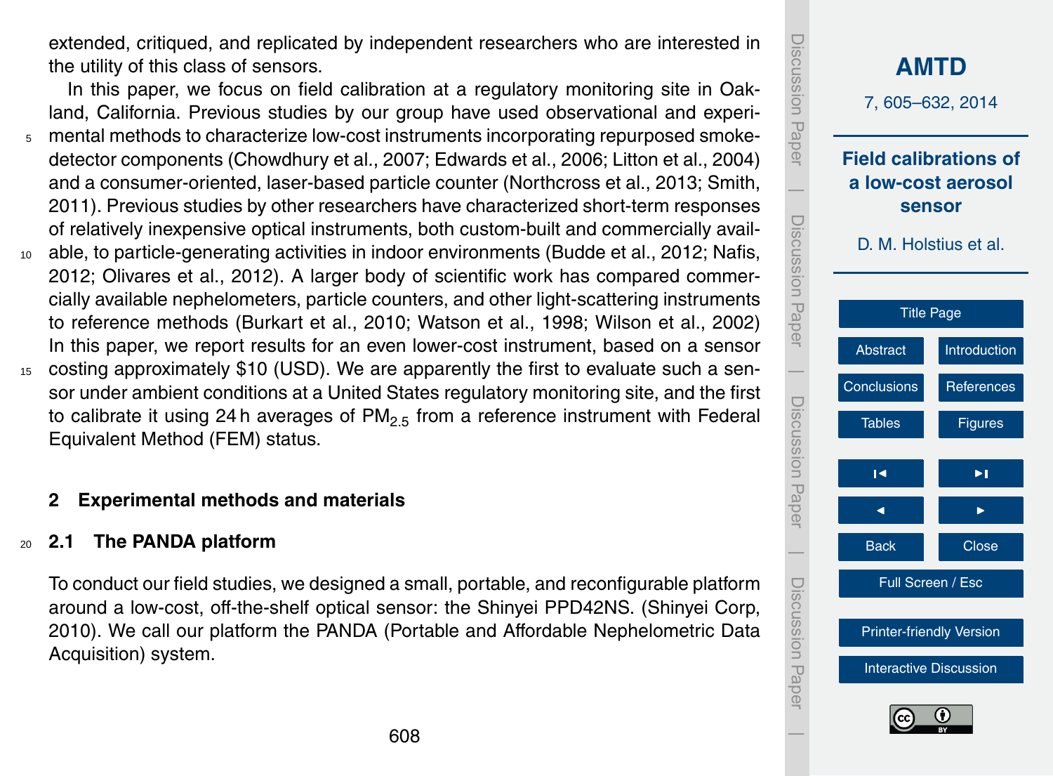extended, critiqued, and replicated by independent researchers who are interested in the utility of this class of sensors.

In this paper, we focus on field calibration at a regulatory monitoring site in Oakland, California. Previous studies by our group have used observational and experimental methods to characterize low-cost instruments incorporating repurposed smoke-detector components (Chowdhury et al., 2007; Edwards et al., 2006; Litton et al., 2004) and a consumer-oriented, laser-based particle counter (Northcross et al., 2013; Smith, 2011). Previous studies by other researchers have characterized short-term responses of relatively inexpensive optical instruments, both custom-built and commercially available, to particle-generating activities in indoor environments (Budde et al., 2012; Nafis, 2012; Olivares et al., 2012). A larger body of scientific work has compared commercially available nephelometers, particle counters, and other light-scattering instruments to reference methods (Burkart et al., 2010; Watson et al., 1998; Wilson et al., 2002) In this paper, we report results for an even lower-cost instrument, based on a sensor costing approximately $10 (USD). We are apparently the first to evaluate such a sensor under ambient conditions at a United States regulatory monitoring site, and the first to calibrate it using 24 h averages of $PM_{2.5}$ from a reference instrument with Federal Equivalent Method (FEM) status.

## 2 Experimental methods and materials

### 2.1 The PANDA platform

To conduct our field studies, we designed a small, portable, and reconfigurable platform around a low-cost, off-the-shelf optical sensor: the Shinyei PPD42NS. (Shinyei Corp, 2010). We call our platform the PANDA (Portable and Affordable Nephelometric Data Acquisition) system.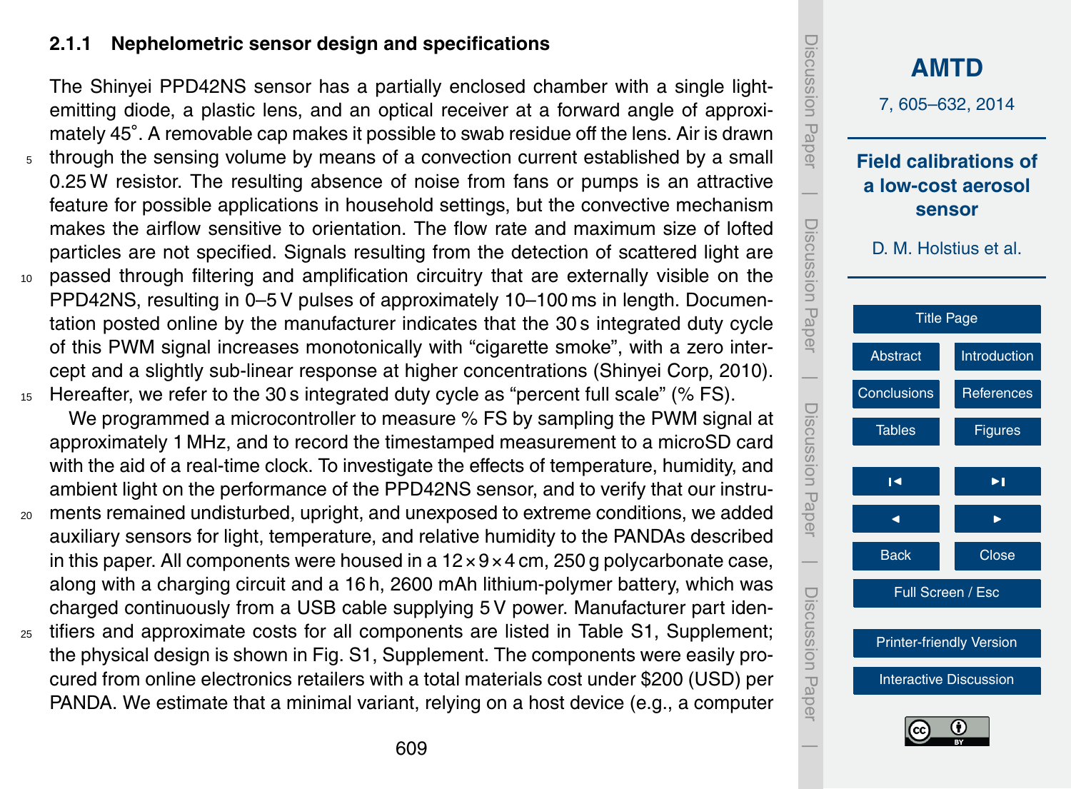### 2.1.1 Nephelometric sensor design and specifications

The Shinyei PPD42NS sensor has a partially enclosed chamber with a single light-emitting diode, a plastic lens, and an optical receiver at a forward angle of approximately 45°. A removable cap makes it possible to swab residue off the lens. Air is drawn through the sensing volume by means of a convection current established by a small 0.25 W resistor. The resulting absence of noise from fans or pumps is an attractive feature for possible applications in household settings, but the convective mechanism makes the airflow sensitive to orientation. The flow rate and maximum size of lofted particles are not specified. Signals resulting from the detection of scattered light are passed through filtering and amplification circuitry that are externally visible on the PPD42NS, resulting in 0–5 V pulses of approximately 10–100 ms in length. Documentation posted online by the manufacturer indicates that the 30 s integrated duty cycle of this PWM signal increases monotonically with "cigarette smoke", with a zero intercept and a slightly sub-linear response at higher concentrations (Shinyei Corp, 2010). Hereafter, we refer to the 30 s integrated duty cycle as "percent full scale" (% FS).

We programmed a microcontroller to measure % FS by sampling the PWM signal at approximately 1 MHz, and to record the timestamped measurement to a microSD card with the aid of a real-time clock. To investigate the effects of temperature, humidity, and ambient light on the performance of the PPD42NS sensor, and to verify that our instruments remained undisturbed, upright, and unexposed to extreme conditions, we added auxiliary sensors for light, temperature, and relative humidity to the PANDAs described in this paper. All components were housed in a 12 × 9 × 4 cm, 250 g polycarbonate case, along with a charging circuit and a 16 h, 2600 mAh lithium-polymer battery, which was charged continuously from a USB cable supplying 5 V power. Manufacturer part identifiers and approximate costs for all components are listed in Table S1, Supplement; the physical design is shown in Fig. S1, Supplement. The components were easily procured from online electronics retailers with a total materials cost under $200 (USD) per PANDA. We estimate that a minimal variant, relying on a host device (e.g., a computer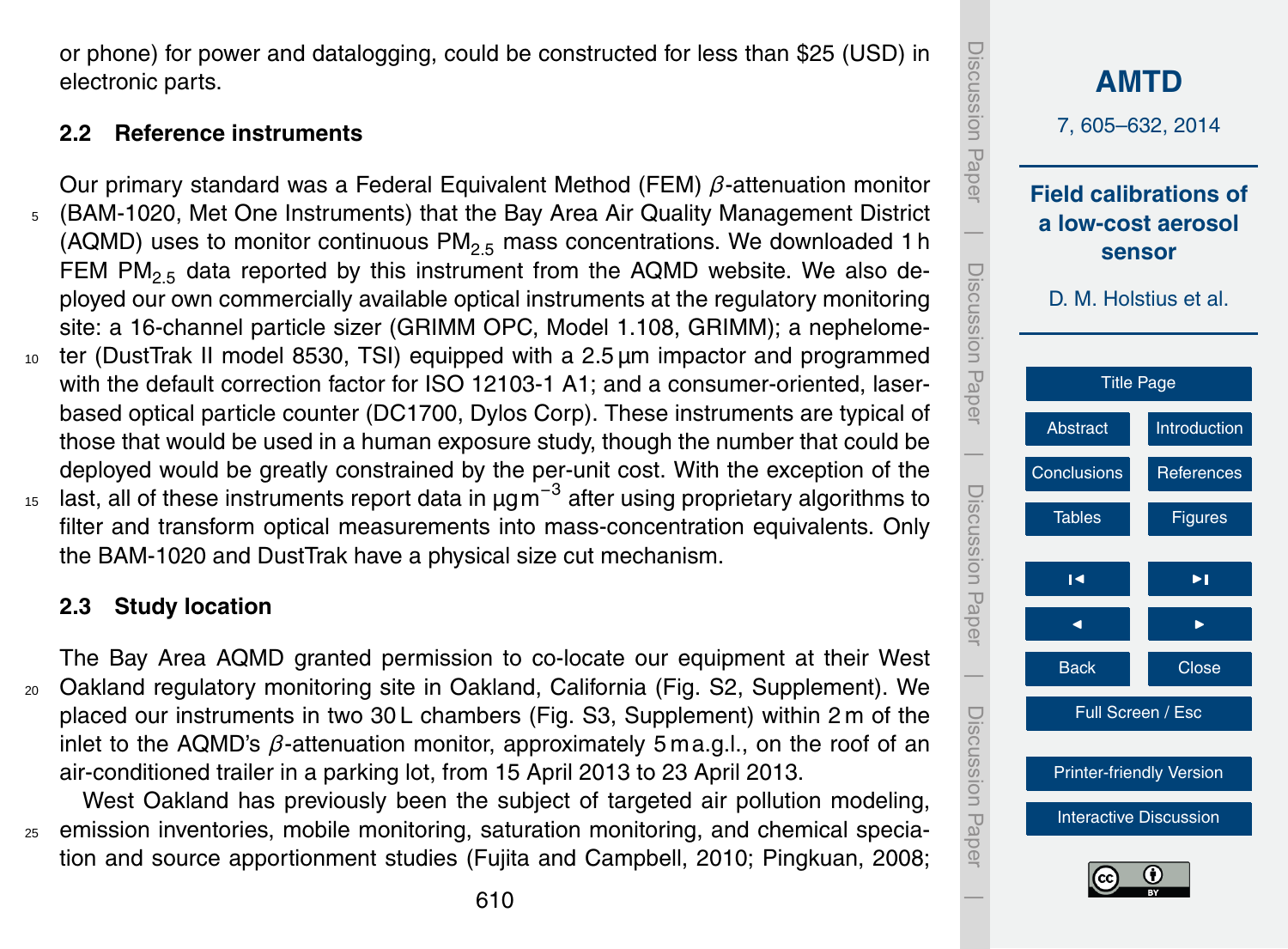or phone) for power and datalogging, could be constructed for less than $25 (USD) in electronic parts.

### 2.2 Reference instruments

Our primary standard was a Federal Equivalent Method (FEM) $\beta$-attenuation monitor (BAM-1020, Met One Instruments) that the Bay Area Air Quality Management District (AQMD) uses to monitor continuous $PM_{2.5}$ mass concentrations. We downloaded 1 h FEM $PM_{2.5}$ data reported by this instrument from the AQMD website. We also deployed our own commercially available optical instruments at the regulatory monitoring site: a 16-channel particle sizer (GRIMM OPC, Model 1.108, GRIMM); a nephelometer (DustTrak II model 8530, TSI) equipped with a 2.5 µm impactor and programmed with the default correction factor for ISO 12103-1 A1; and a consumer-oriented, laser-based optical particle counter (DC1700, Dylos Corp). These instruments are typical of those that would be used in a human exposure study, though the number that could be deployed would be greatly constrained by the per-unit cost. With the exception of the last, all of these instruments report data in $\mu g\,m^{-3}$ after using proprietary algorithms to filter and transform optical measurements into mass-concentration equivalents. Only the BAM-1020 and DustTrak have a physical size cut mechanism.

### 2.3 Study location

The Bay Area AQMD granted permission to co-locate our equipment at their West Oakland regulatory monitoring site in Oakland, California (Fig. S2, Supplement). We placed our instruments in two 30 L chambers (Fig. S3, Supplement) within 2 m of the inlet to the AQMD's $\beta$-attenuation monitor, approximately 5 m a.g.l., on the roof of an air-conditioned trailer in a parking lot, from 15 April 2013 to 23 April 2013.

West Oakland has previously been the subject of targeted air pollution modeling, emission inventories, mobile monitoring, saturation monitoring, and chemical speciation and source apportionment studies (Fujita and Campbell, 2010; Pingkuan, 2008;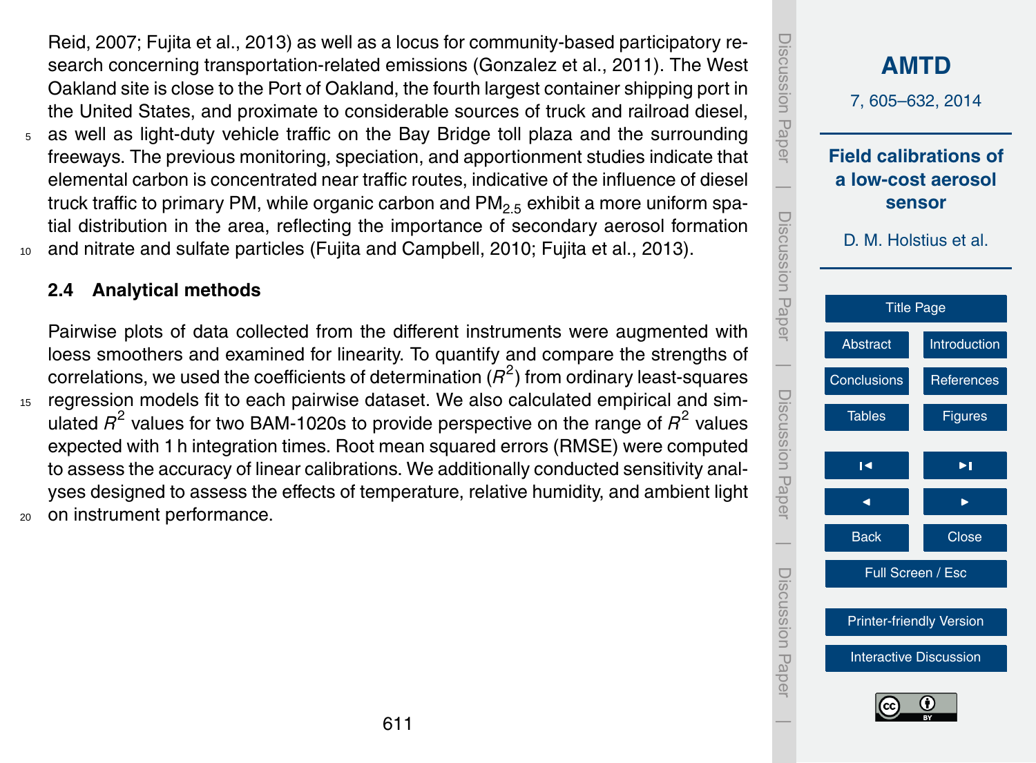Reid, 2007; Fujita et al., 2013) as well as a locus for community-based participatory research concerning transportation-related emissions (Gonzalez et al., 2011). The West Oakland site is close to the Port of Oakland, the fourth largest container shipping port in the United States, and proximate to considerable sources of truck and railroad diesel, as well as light-duty vehicle traffic on the Bay Bridge toll plaza and the surrounding freeways. The previous monitoring, speciation, and apportionment studies indicate that elemental carbon is concentrated near traffic routes, indicative of the influence of diesel truck traffic to primary PM, while organic carbon and $PM_{2.5}$ exhibit a more uniform spatial distribution in the area, reflecting the importance of secondary aerosol formation and nitrate and sulfate particles (Fujita and Campbell, 2010; Fujita et al., 2013).

### 2.4 Analytical methods

Pairwise plots of data collected from the different instruments were augmented with loess smoothers and examined for linearity. To quantify and compare the strengths of correlations, we used the coefficients of determination ($R^2$) from ordinary least-squares regression models fit to each pairwise dataset. We also calculated empirical and simulated $R^2$ values for two BAM-1020s to provide perspective on the range of $R^2$ values expected with 1 h integration times. Root mean squared errors (RMSE) were computed to assess the accuracy of linear calibrations. We additionally conducted sensitivity analyses designed to assess the effects of temperature, relative humidity, and ambient light on instrument performance.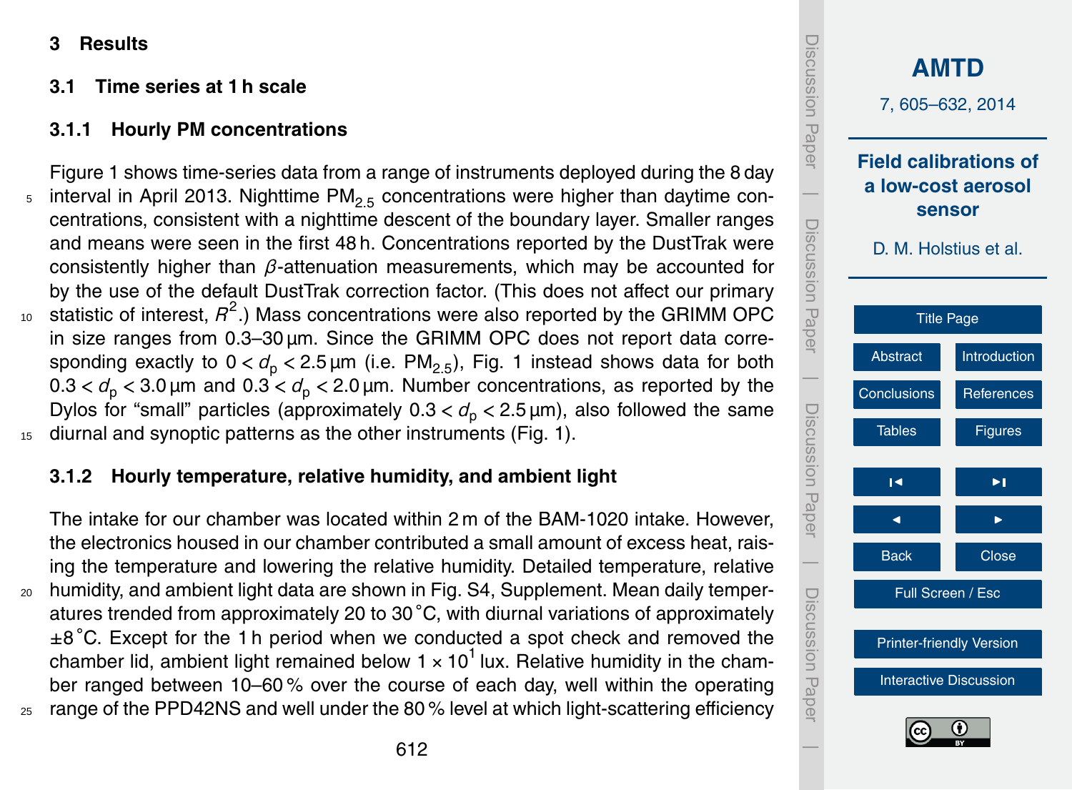# 3 Results

## 3.1 Time series at 1 h scale

### 3.1.1 Hourly PM concentrations

Figure 1 shows time-series data from a range of instruments deployed during the 8 day interval in April 2013. Nighttime $PM_{2.5}$ concentrations were higher than daytime concentrations, consistent with a nighttime descent of the boundary layer. Smaller ranges and means were seen in the first 48 h. Concentrations reported by the DustTrak were consistently higher than $\beta$-attenuation measurements, which may be accounted for by the use of the default DustTrak correction factor. (This does not affect our primary statistic of interest, $R^2$.) Mass concentrations were also reported by the GRIMM OPC in size ranges from 0.3–30 µm. Since the GRIMM OPC does not report data corresponding exactly to $0 < d_p < 2.5$ µm (i.e. $PM_{2.5}$), Fig. 1 instead shows data for both $0.3 < d_p < 3.0$ µm and $0.3 < d_p < 2.0$ µm. Number concentrations, as reported by the Dylos for "small" particles (approximately $0.3 < d_p < 2.5$ µm), also followed the same diurnal and synoptic patterns as the other instruments (Fig. 1).

### 3.1.2 Hourly temperature, relative humidity, and ambient light

The intake for our chamber was located within 2 m of the BAM-1020 intake. However, the electronics housed in our chamber contributed a small amount of excess heat, raising the temperature and lowering the relative humidity. Detailed temperature, relative humidity, and ambient light data are shown in Fig. S4, Supplement. Mean daily temperatures trended from approximately 20 to 30 °C, with diurnal variations of approximately ±8 °C. Except for the 1 h period when we conducted a spot check and removed the chamber lid, ambient light remained below $1 \times 10^1$ lux. Relative humidity in the chamber ranged between 10–60 % over the course of each day, well within the operating range of the PPD42NS and well under the 80 % level at which light-scattering efficiency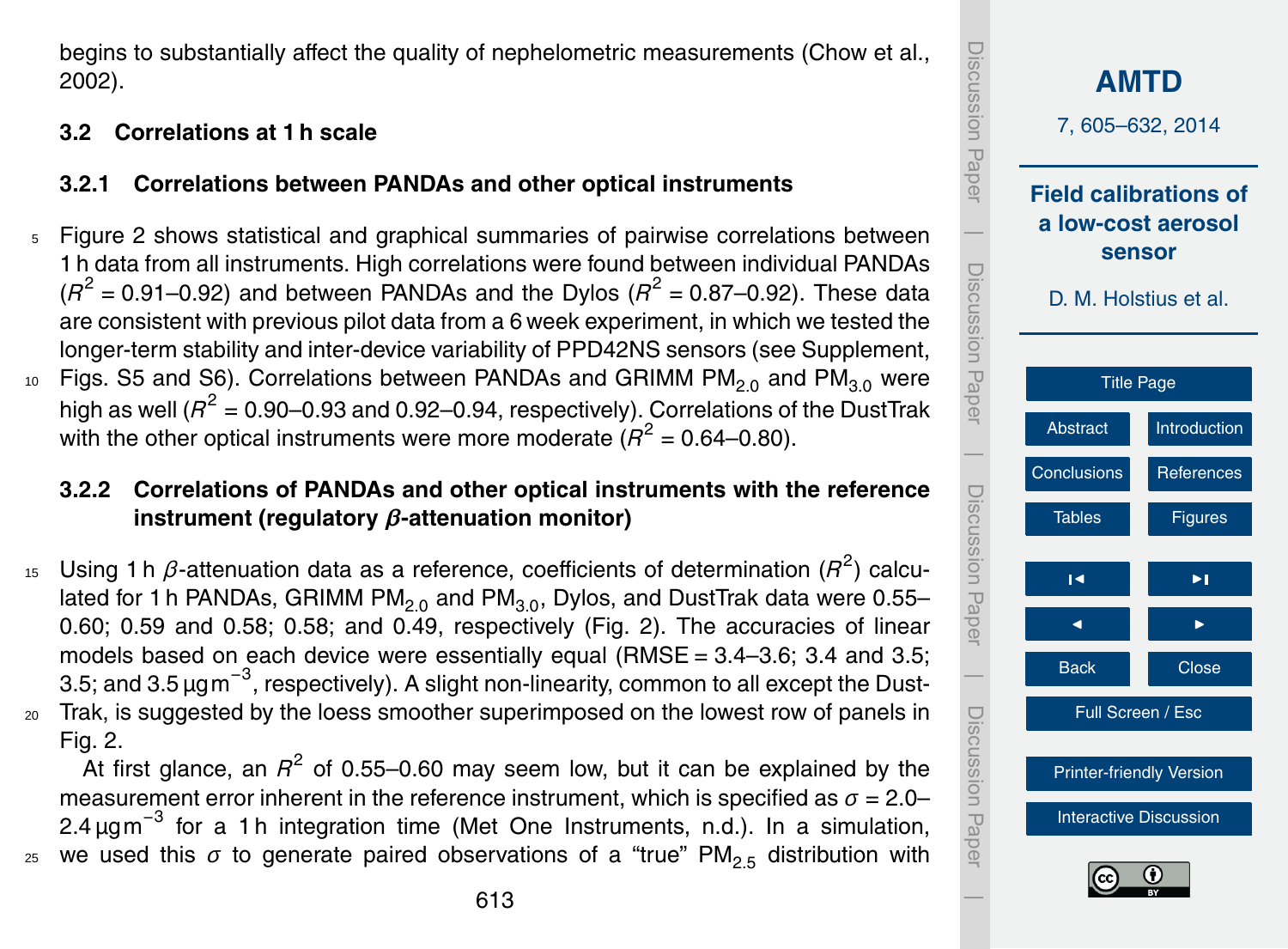begins to substantially affect the quality of nephelometric measurements (Chow et al., 2002).

### 3.2 Correlations at 1 h scale

#### 3.2.1 Correlations between PANDAs and other optical instruments

Figure 2 shows statistical and graphical summaries of pairwise correlations between 1 h data from all instruments. High correlations were found between individual PANDAs ($R^2$ = 0.91–0.92) and between PANDAs and the Dylos ($R^2$ = 0.87–0.92). These data are consistent with previous pilot data from a 6 week experiment, in which we tested the longer-term stability and inter-device variability of PPD42NS sensors (see Supplement, Figs. S5 and S6). Correlations between PANDAs and GRIMM $PM_{2.0}$ and $PM_{3.0}$ were high as well ($R^2$ = 0.90–0.93 and 0.92–0.94, respectively). Correlations of the DustTrak with the other optical instruments were more moderate ($R^2$ = 0.64–0.80).

#### 3.2.2 Correlations of PANDAs and other optical instruments with the reference instrument (regulatory *β*-attenuation monitor)

Using 1 h $\beta$-attenuation data as a reference, coefficients of determination ($R^2$) calculated for 1 h PANDAs, GRIMM $PM_{2.0}$ and $PM_{3.0}$, Dylos, and DustTrak data were 0.55–0.60; 0.59 and 0.58; 0.58; and 0.49, respectively (Fig. 2). The accuracies of linear models based on each device were essentially equal (RMSE = 3.4–3.6; 3.4 and 3.5; 3.5; and 3.5 $\mu g\,m^{-3}$, respectively). A slight non-linearity, common to all except the DustTrak, is suggested by the loess smoother superimposed on the lowest row of panels in Fig. 2.

At first glance, an $R^2$ of 0.55–0.60 may seem low, but it can be explained by the measurement error inherent in the reference instrument, which is specified as $\sigma$ = 2.0–2.4 $\mu g\,m^{-3}$ for a 1 h integration time (Met One Instruments, n.d.). In a simulation, we used this $\sigma$ to generate paired observations of a "true" $PM_{2.5}$ distribution with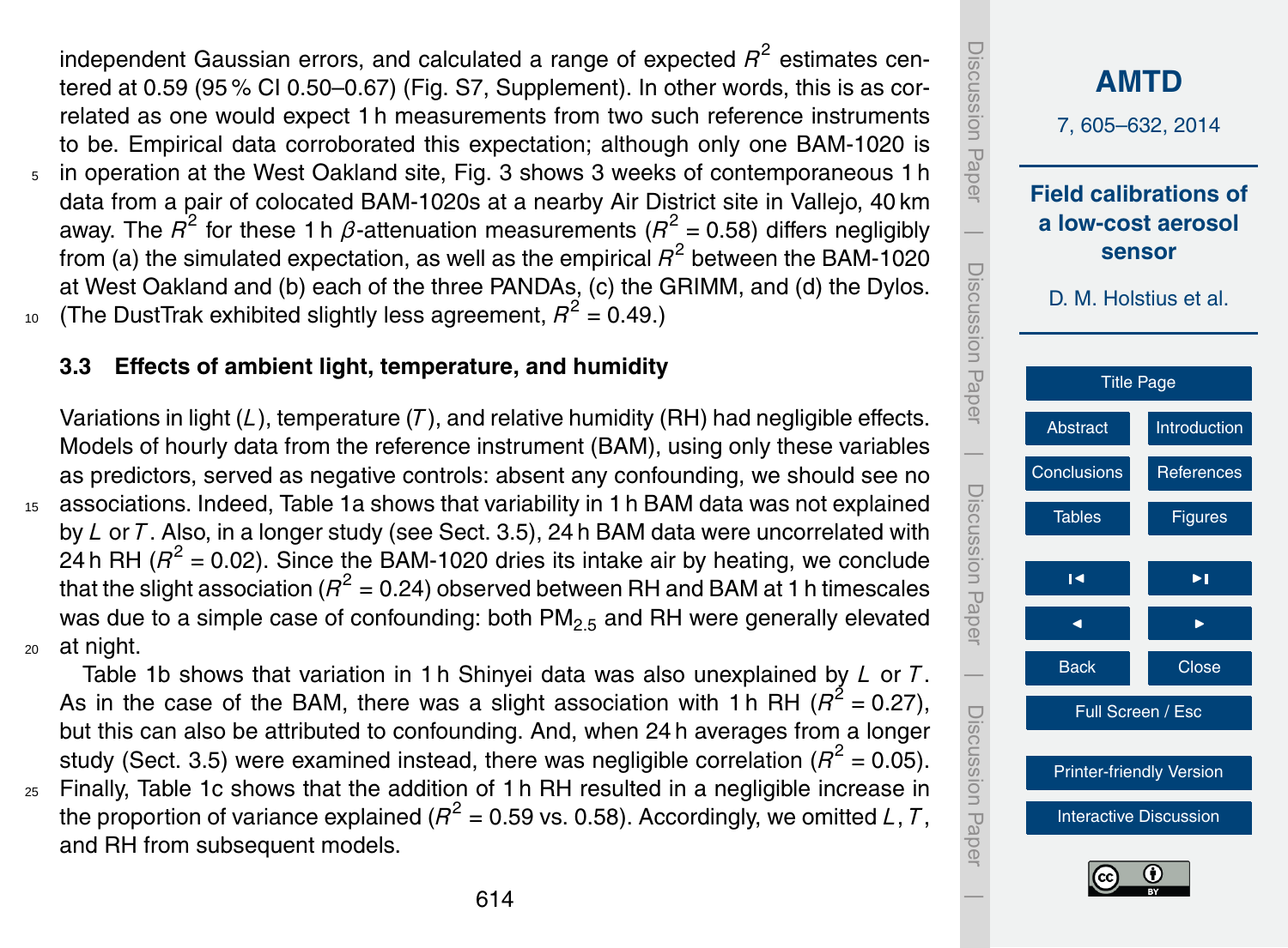independent Gaussian errors, and calculated a range of expected $R^2$ estimates centered at 0.59 (95 % CI 0.50–0.67) (Fig. S7, Supplement). In other words, this is as correlated as one would expect 1 h measurements from two such reference instruments to be. Empirical data corroborated this expectation; although only one BAM-1020 is in operation at the West Oakland site, Fig. 3 shows 3 weeks of contemporaneous 1 h data from a pair of colocated BAM-1020s at a nearby Air District site in Vallejo, 40 km away. The $R^2$ for these 1 h $\beta$-attenuation measurements ($R^2 = 0.58$) differs negligibly from (a) the simulated expectation, as well as the empirical $R^2$ between the BAM-1020 at West Oakland and (b) each of the three PANDAs, (c) the GRIMM, and (d) the Dylos. (The DustTrak exhibited slightly less agreement, $R^2 = 0.49$.)

### 3.3 Effects of ambient light, temperature, and humidity

Variations in light ($L$), temperature ($T$), and relative humidity (RH) had negligible effects. Models of hourly data from the reference instrument (BAM), using only these variables as predictors, served as negative controls: absent any confounding, we should see no associations. Indeed, Table 1a shows that variability in 1 h BAM data was not explained by $L$ or $T$. Also, in a longer study (see Sect. 3.5), 24 h BAM data were uncorrelated with 24 h RH ($R^2 = 0.02$). Since the BAM-1020 dries its intake air by heating, we conclude that the slight association ($R^2 = 0.24$) observed between RH and BAM at 1 h timescales was due to a simple case of confounding: both $PM_{2.5}$ and RH were generally elevated at night.

Table 1b shows that variation in 1 h Shinyei data was also unexplained by $L$ or $T$. As in the case of the BAM, there was a slight association with 1 h RH ($R^2 = 0.27$), but this can also be attributed to confounding. And, when 24 h averages from a longer study (Sect. 3.5) were examined instead, there was negligible correlation ($R^2 = 0.05$). Finally, Table 1c shows that the addition of 1 h RH resulted in a negligible increase in the proportion of variance explained ($R^2 = 0.59$ vs. 0.58). Accordingly, we omitted $L$, $T$, and RH from subsequent models.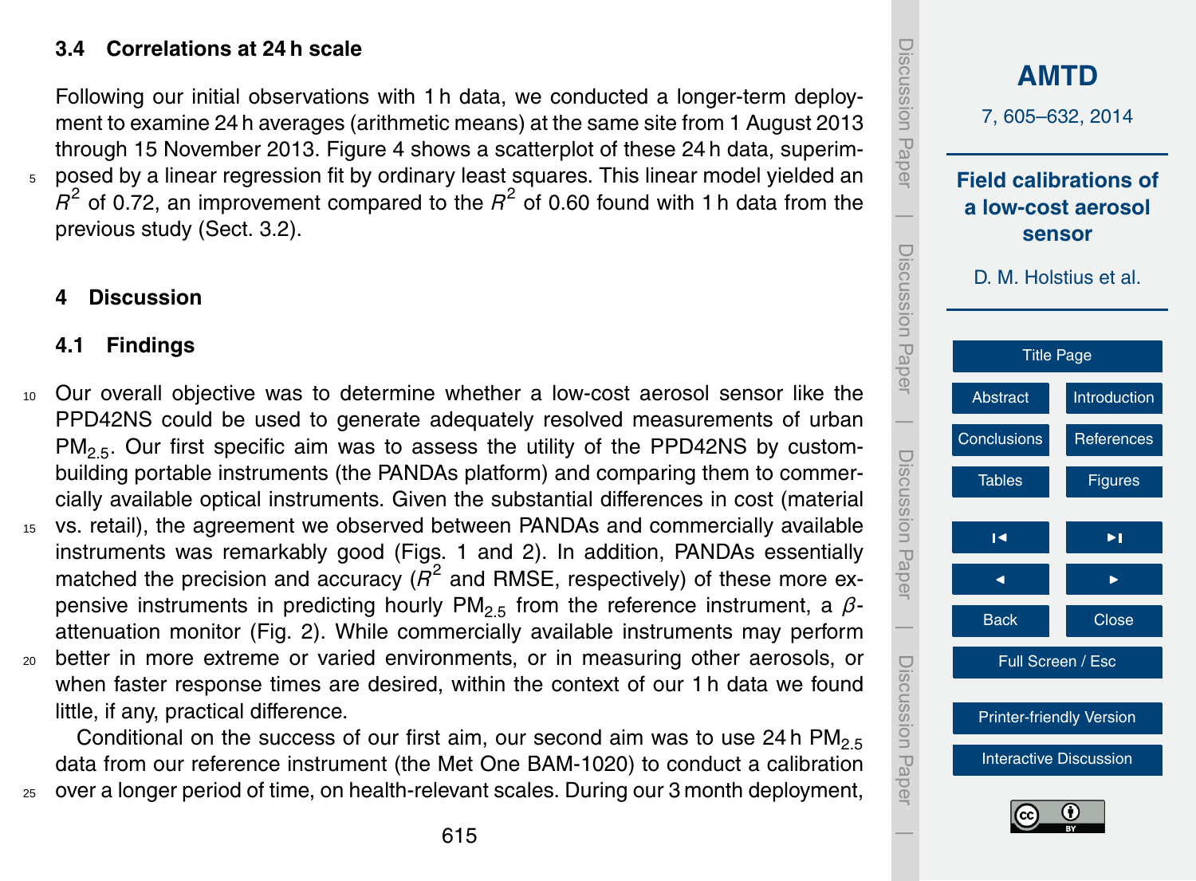### 3.4 Correlations at 24 h scale

Following our initial observations with 1 h data, we conducted a longer-term deployment to examine 24 h averages (arithmetic means) at the same site from 1 August 2013 through 15 November 2013. Figure 4 shows a scatterplot of these 24 h data, superimposed by a linear regression fit by ordinary least squares. This linear model yielded an $R^2$ of 0.72, an improvement compared to the $R^2$ of 0.60 found with 1 h data from the previous study (Sect. 3.2).

## 4 Discussion

### 4.1 Findings

Our overall objective was to determine whether a low-cost aerosol sensor like the PPD42NS could be used to generate adequately resolved measurements of urban $PM_{2.5}$. Our first specific aim was to assess the utility of the PPD42NS by custom-building portable instruments (the PANDAs platform) and comparing them to commercially available optical instruments. Given the substantial differences in cost (material vs. retail), the agreement we observed between PANDAs and commercially available instruments was remarkably good (Figs. 1 and 2). In addition, PANDAs essentially matched the precision and accuracy ($R^2$ and RMSE, respectively) of these more expensive instruments in predicting hourly $PM_{2.5}$ from the reference instrument, a $\beta$-attenuation monitor (Fig. 2). While commercially available instruments may perform better in more extreme or varied environments, or in measuring other aerosols, or when faster response times are desired, within the context of our 1 h data we found little, if any, practical difference.

Conditional on the success of our first aim, our second aim was to use 24 h $PM_{2.5}$ data from our reference instrument (the Met One BAM-1020) to conduct a calibration over a longer period of time, on health-relevant scales. During our 3 month deployment,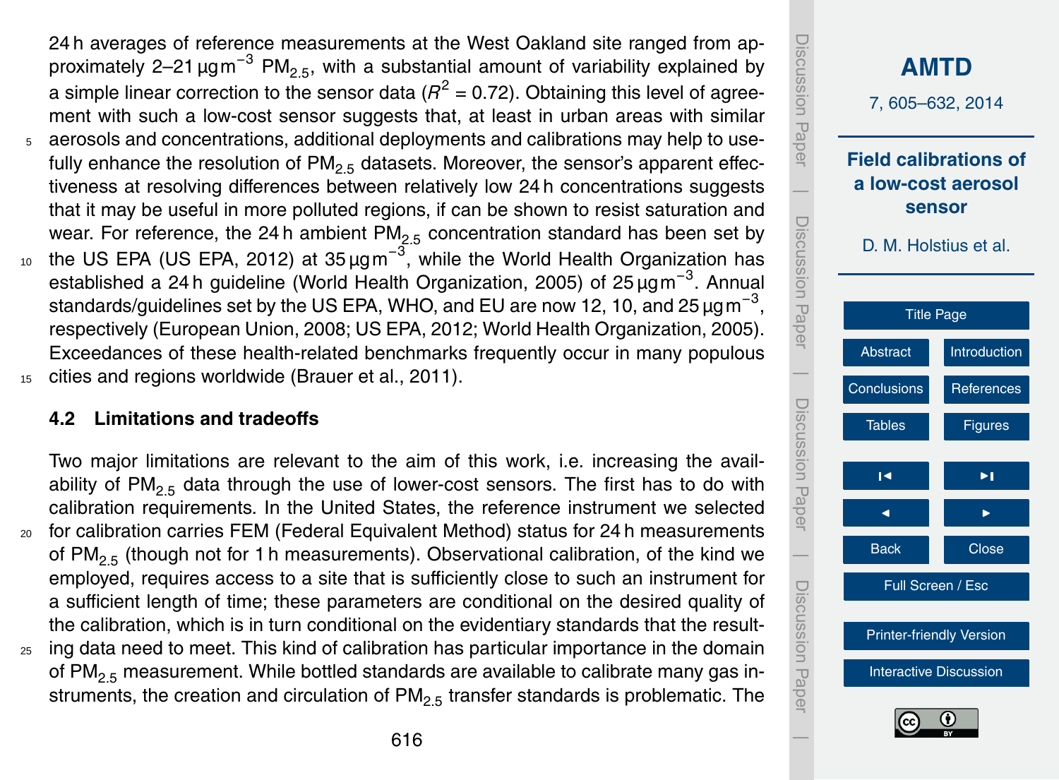24 h averages of reference measurements at the West Oakland site ranged from approximately 2–21 $\mu g m^{-3}$ $PM_{2.5}$, with a substantial amount of variability explained by a simple linear correction to the sensor data ($R^2 = 0.72$). Obtaining this level of agreement with such a low-cost sensor suggests that, at least in urban areas with similar aerosols and concentrations, additional deployments and calibrations may help to usefully enhance the resolution of $PM_{2.5}$ datasets. Moreover, the sensor's apparent effectiveness at resolving differences between relatively low 24 h concentrations suggests that it may be useful in more polluted regions, if can be shown to resist saturation and wear. For reference, the 24 h ambient $PM_{2.5}$ concentration standard has been set by the US EPA (US EPA, 2012) at 35 $\mu g m^{-3}$, while the World Health Organization has established a 24 h guideline (World Health Organization, 2005) of 25 $\mu g m^{-3}$. Annual standards/guidelines set by the US EPA, WHO, and EU are now 12, 10, and 25 $\mu g m^{-3}$, respectively (European Union, 2008; US EPA, 2012; World Health Organization, 2005). Exceedances of these health-related benchmarks frequently occur in many populous cities and regions worldwide (Brauer et al., 2011).

### 4.2 Limitations and tradeoffs

Two major limitations are relevant to the aim of this work, i.e. increasing the availability of $PM_{2.5}$ data through the use of lower-cost sensors. The first has to do with calibration requirements. In the United States, the reference instrument we selected for calibration carries FEM (Federal Equivalent Method) status for 24 h measurements of $PM_{2.5}$ (though not for 1 h measurements). Observational calibration, of the kind we employed, requires access to a site that is sufficiently close to such an instrument for a sufficient length of time; these parameters are conditional on the desired quality of the calibration, which is in turn conditional on the evidentiary standards that the resulting data need to meet. This kind of calibration has particular importance in the domain of $PM_{2.5}$ measurement. While bottled standards are available to calibrate many gas instruments, the creation and circulation of $PM_{2.5}$ transfer standards is problematic. The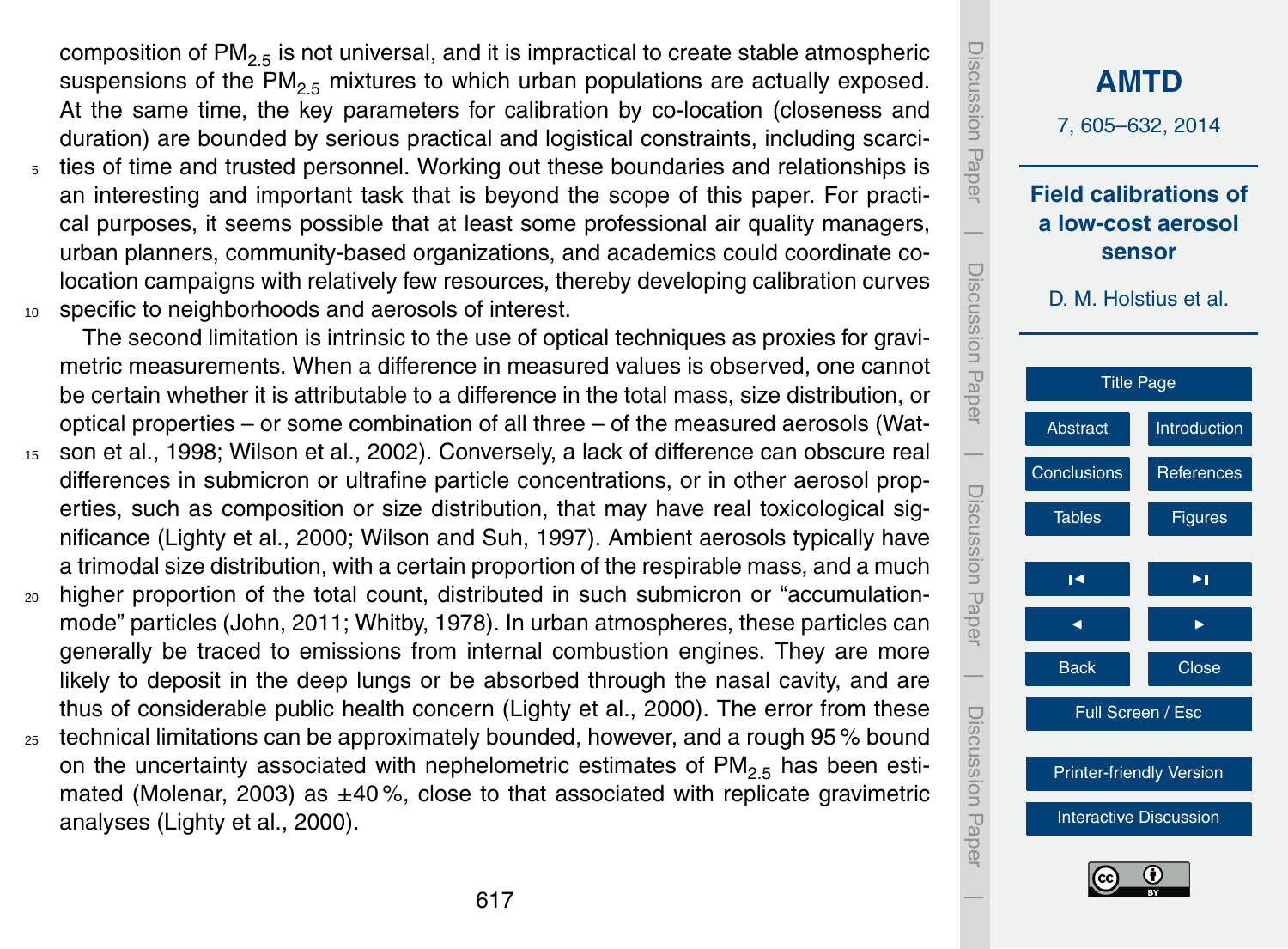composition of $PM_{2.5}$ is not universal, and it is impractical to create stable atmospheric suspensions of the $PM_{2.5}$ mixtures to which urban populations are actually exposed. At the same time, the key parameters for calibration by co-location (closeness and duration) are bounded by serious practical and logistical constraints, including scarcities of time and trusted personnel. Working out these boundaries and relationships is an interesting and important task that is beyond the scope of this paper. For practical purposes, it seems possible that at least some professional air quality managers, urban planners, community-based organizations, and academics could coordinate co-location campaigns with relatively few resources, thereby developing calibration curves specific to neighborhoods and aerosols of interest.

The second limitation is intrinsic to the use of optical techniques as proxies for gravimetric measurements. When a difference in measured values is observed, one cannot be certain whether it is attributable to a difference in the total mass, size distribution, or optical properties – or some combination of all three – of the measured aerosols (Watson et al., 1998; Wilson et al., 2002). Conversely, a lack of difference can obscure real differences in submicron or ultrafine particle concentrations, or in other aerosol properties, such as composition or size distribution, that may have real toxicological significance (Lighty et al., 2000; Wilson and Suh, 1997). Ambient aerosols typically have a trimodal size distribution, with a certain proportion of the respirable mass, and a much higher proportion of the total count, distributed in such submicron or "accumulation-mode" particles (John, 2011; Whitby, 1978). In urban atmospheres, these particles can generally be traced to emissions from internal combustion engines. They are more likely to deposit in the deep lungs or be absorbed through the nasal cavity, and are thus of considerable public health concern (Lighty et al., 2000). The error from these technical limitations can be approximately bounded, however, and a rough 95 % bound on the uncertainty associated with nephelometric estimates of $PM_{2.5}$ has been estimated (Molenar, 2003) as $\pm 40$ %, close to that associated with replicate gravimetric analyses (Lighty et al., 2000).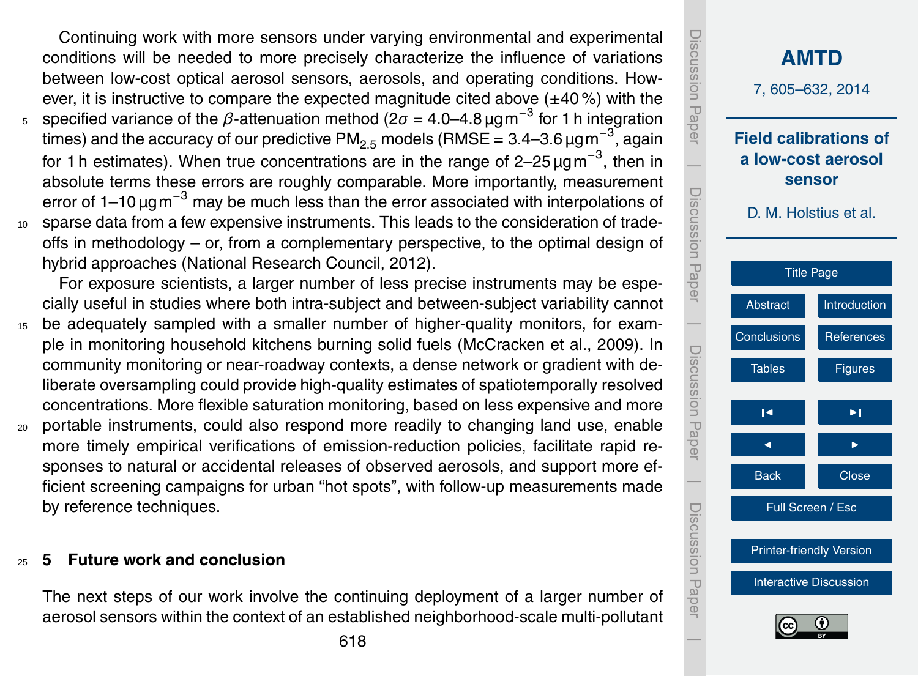Continuing work with more sensors under varying environmental and experimental conditions will be needed to more precisely characterize the influence of variations between low-cost optical aerosol sensors, aerosols, and operating conditions. However, it is instructive to compare the expected magnitude cited above (±40 %) with the specified variance of the $\beta$-attenuation method ($2\sigma$ = 4.0–4.8 $\mu g\,m^{-3}$ for 1 h integration times) and the accuracy of our predictive $PM_{2.5}$ models (RMSE = 3.4–3.6 $\mu g\,m^{-3}$, again for 1 h estimates). When true concentrations are in the range of 2–25 $\mu g\,m^{-3}$, then in absolute terms these errors are roughly comparable. More importantly, measurement error of 1–10 $\mu g\,m^{-3}$ may be much less than the error associated with interpolations of sparse data from a few expensive instruments. This leads to the consideration of trade-offs in methodology – or, from a complementary perspective, to the optimal design of hybrid approaches (National Research Council, 2012).

For exposure scientists, a larger number of less precise instruments may be especially useful in studies where both intra-subject and between-subject variability cannot be adequately sampled with a smaller number of higher-quality monitors, for example in monitoring household kitchens burning solid fuels (McCracken et al., 2009). In community monitoring or near-roadway contexts, a dense network or gradient with deliberate oversampling could provide high-quality estimates of spatiotemporally resolved concentrations. More flexible saturation monitoring, based on less expensive and more portable instruments, could also respond more readily to changing land use, enable more timely empirical verifications of emission-reduction policies, facilitate rapid responses to natural or accidental releases of observed aerosols, and support more efficient screening campaigns for urban "hot spots", with follow-up measurements made by reference techniques.

## 5 Future work and conclusion

The next steps of our work involve the continuing deployment of a larger number of aerosol sensors within the context of an established neighborhood-scale multi-pollutant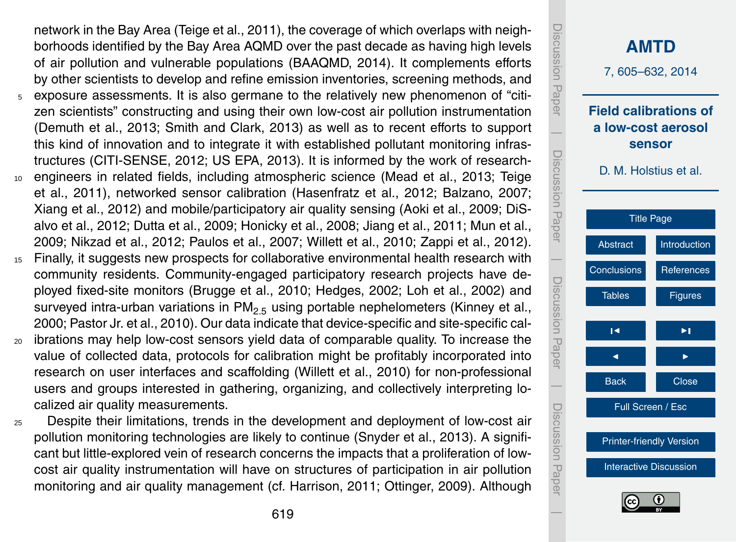network in the Bay Area (Teige et al., 2011), the coverage of which overlaps with neighborhoods identified by the Bay Area AQMD over the past decade as having high levels of air pollution and vulnerable populations (BAAQMD, 2014). It complements efforts by other scientists to develop and refine emission inventories, screening methods, and exposure assessments. It is also germane to the relatively new phenomenon of "citizen scientists" constructing and using their own low-cost air pollution instrumentation (Demuth et al., 2013; Smith and Clark, 2013) as well as to recent efforts to support this kind of innovation and to integrate it with established pollutant monitoring infrastructures (CITI-SENSE, 2012; US EPA, 2013). It is informed by the work of research-engineers in related fields, including atmospheric science (Mead et al., 2013; Teige et al., 2011), networked sensor calibration (Hasenfratz et al., 2012; Balzano, 2007; Xiang et al., 2012) and mobile/participatory air quality sensing (Aoki et al., 2009; DiSalvo et al., 2012; Dutta et al., 2009; Honicky et al., 2008; Jiang et al., 2011; Mun et al., 2009; Nikzad et al., 2012; Paulos et al., 2007; Willett et al., 2010; Zappi et al., 2012). Finally, it suggests new prospects for collaborative environmental health research with community residents. Community-engaged participatory research projects have deployed fixed-site monitors (Brugge et al., 2010; Hedges, 2002; Loh et al., 2002) and surveyed intra-urban variations in $PM_{2.5}$ using portable nephelometers (Kinney et al., 2000; Pastor Jr. et al., 2010). Our data indicate that device-specific and site-specific calibrations may help low-cost sensors yield data of comparable quality. To increase the value of collected data, protocols for calibration might be profitably incorporated into research on user interfaces and scaffolding (Willett et al., 2010) for non-professional users and groups interested in gathering, organizing, and collectively interpreting localized air quality measurements.

Despite their limitations, trends in the development and deployment of low-cost air pollution monitoring technologies are likely to continue (Snyder et al., 2013). A significant but little-explored vein of research concerns the impacts that a proliferation of low-cost air quality instrumentation will have on structures of participation in air pollution monitoring and air quality management (cf. Harrison, 2011; Ottinger, 2009). Although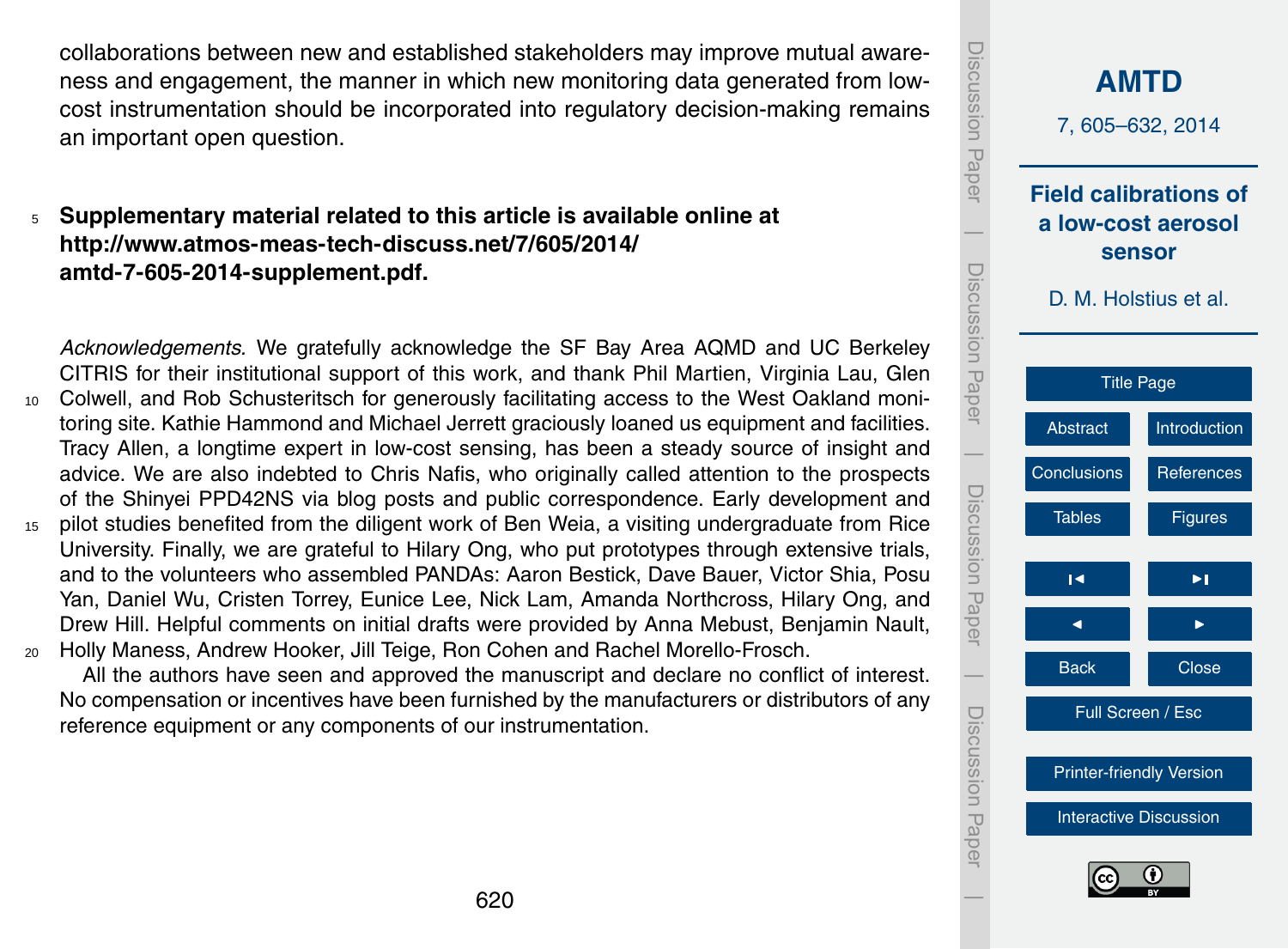collaborations between new and established stakeholders may improve mutual awareness and engagement, the manner in which new monitoring data generated from low-cost instrumentation should be incorporated into regulatory decision-making remains an important open question.

**Supplementary material related to this article is available online at http://www.atmos-meas-tech-discuss.net/7/605/2014/amtd-7-605-2014-supplement.pdf.**

*Acknowledgements.* We gratefully acknowledge the SF Bay Area AQMD and UC Berkeley CITRIS for their institutional support of this work, and thank Phil Martien, Virginia Lau, Glen Colwell, and Rob Schusteritsch for generously facilitating access to the West Oakland monitoring site. Kathie Hammond and Michael Jerrett graciously loaned us equipment and facilities. Tracy Allen, a longtime expert in low-cost sensing, has been a steady source of insight and advice. We are also indebted to Chris Nafis, who originally called attention to the prospects of the Shinyei PPD42NS via blog posts and public correspondence. Early development and pilot studies benefited from the diligent work of Ben Weia, a visiting undergraduate from Rice University. Finally, we are grateful to Hilary Ong, who put prototypes through extensive trials, and to the volunteers who assembled PANDAs: Aaron Bestick, Dave Bauer, Victor Shia, Posu Yan, Daniel Wu, Cristen Torrey, Eunice Lee, Nick Lam, Amanda Northcross, Hilary Ong, and Drew Hill. Helpful comments on initial drafts were provided by Anna Mebust, Benjamin Nault, Holly Maness, Andrew Hooker, Jill Teige, Ron Cohen and Rachel Morello-Frosch.

All the authors have seen and approved the manuscript and declare no conflict of interest. No compensation or incentives have been furnished by the manufacturers or distributors of any reference equipment or any components of our instrumentation.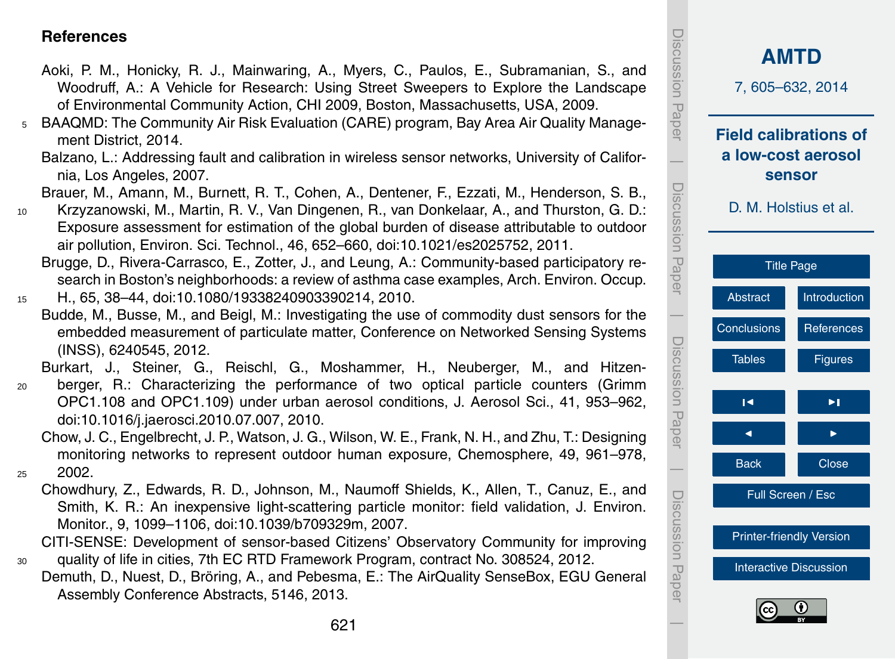## References

Aoki, P. M., Honicky, R. J., Mainwaring, A., Myers, C., Paulos, E., Subramanian, S., and Woodruff, A.: A Vehicle for Research: Using Street Sweepers to Explore the Landscape of Environmental Community Action, CHI 2009, Boston, Massachusetts, USA, 2009.

BAAQMD: The Community Air Risk Evaluation (CARE) program, Bay Area Air Quality Management District, 2014.

Balzano, L.: Addressing fault and calibration in wireless sensor networks, University of California, Los Angeles, 2007.

Brauer, M., Amann, M., Burnett, R. T., Cohen, A., Dentener, F., Ezzati, M., Henderson, S. B., Krzyzanowski, M., Martin, R. V., Van Dingenen, R., van Donkelaar, A., and Thurston, G. D.: Exposure assessment for estimation of the global burden of disease attributable to outdoor air pollution, Environ. Sci. Technol., 46, 652–660, doi:10.1021/es2025752, 2011.

Brugge, D., Rivera-Carrasco, E., Zotter, J., and Leung, A.: Community-based participatory research in Boston's neighborhoods: a review of asthma case examples, Arch. Environ. Occup. H., 65, 38–44, doi:10.1080/19338240903390214, 2010.

Budde, M., Busse, M., and Beigl, M.: Investigating the use of commodity dust sensors for the embedded measurement of particulate matter, Conference on Networked Sensing Systems (INSS), 6240545, 2012.

Burkart, J., Steiner, G., Reischl, G., Moshammer, H., Neuberger, M., and Hitzenberger, R.: Characterizing the performance of two optical particle counters (Grimm OPC1.108 and OPC1.109) under urban aerosol conditions, J. Aerosol Sci., 41, 953–962, doi:10.1016/j.jaerosci.2010.07.007, 2010.

Chow, J. C., Engelbrecht, J. P., Watson, J. G., Wilson, W. E., Frank, N. H., and Zhu, T.: Designing monitoring networks to represent outdoor human exposure, Chemosphere, 49, 961–978, 2002.

Chowdhury, Z., Edwards, R. D., Johnson, M., Naumoff Shields, K., Allen, T., Canuz, E., and Smith, K. R.: An inexpensive light-scattering particle monitor: field validation, J. Environ. Monitor., 9, 1099–1106, doi:10.1039/b709329m, 2007.

CITI-SENSE: Development of sensor-based Citizens' Observatory Community for improving quality of life in cities, 7th EC RTD Framework Program, contract No. 308524, 2012.

Demuth, D., Nuest, D., Bröring, A., and Pebesma, E.: The AirQuality SenseBox, EGU General Assembly Conference Abstracts, 5146, 2013.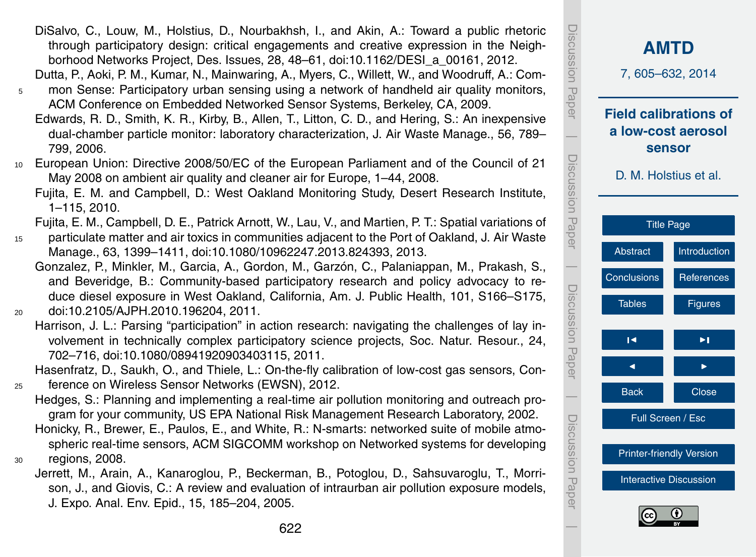DiSalvo, C., Louw, M., Holstius, D., Nourbakhsh, I., and Akin, A.: Toward a public rhetoric through participatory design: critical engagements and creative expression in the Neighborhood Networks Project, Des. Issues, 28, 48–61, doi:10.1162/DESI_a_00161, 2012.

Dutta, P., Aoki, P. M., Kumar, N., Mainwaring, A., Myers, C., Willett, W., and Woodruff, A.: Common Sense: Participatory urban sensing using a network of handheld air quality monitors, ACM Conference on Embedded Networked Sensor Systems, Berkeley, CA, 2009.

Edwards, R. D., Smith, K. R., Kirby, B., Allen, T., Litton, C. D., and Hering, S.: An inexpensive dual-chamber particle monitor: laboratory characterization, J. Air Waste Manage., 56, 789–799, 2006.

European Union: Directive 2008/50/EC of the European Parliament and of the Council of 21 May 2008 on ambient air quality and cleaner air for Europe, 1–44, 2008.

Fujita, E. M. and Campbell, D.: West Oakland Monitoring Study, Desert Research Institute, 1–115, 2010.

Fujita, E. M., Campbell, D. E., Patrick Arnott, W., Lau, V., and Martien, P. T.: Spatial variations of particulate matter and air toxics in communities adjacent to the Port of Oakland, J. Air Waste Manage., 63, 1399–1411, doi:10.1080/10962247.2013.824393, 2013.

Gonzalez, P., Minkler, M., Garcia, A., Gordon, M., Garzón, C., Palaniappan, M., Prakash, S., and Beveridge, B.: Community-based participatory research and policy advocacy to reduce diesel exposure in West Oakland, California, Am. J. Public Health, 101, S166–S175, doi:10.2105/AJPH.2010.196204, 2011.

Harrison, J. L.: Parsing "participation" in action research: navigating the challenges of lay involvement in technically complex participatory science projects, Soc. Natur. Resour., 24, 702–716, doi:10.1080/08941920903403115, 2011.

Hasenfratz, D., Saukh, O., and Thiele, L.: On-the-fly calibration of low-cost gas sensors, Conference on Wireless Sensor Networks (EWSN), 2012.

Hedges, S.: Planning and implementing a real-time air pollution monitoring and outreach program for your community, US EPA National Risk Management Research Laboratory, 2002.

Honicky, R., Brewer, E., Paulos, E., and White, R.: N-smarts: networked suite of mobile atmospheric real-time sensors, ACM SIGCOMM workshop on Networked systems for developing regions, 2008.

Jerrett, M., Arain, A., Kanaroglou, P., Beckerman, B., Potoglou, D., Sahsuvaroglu, T., Morrison, J., and Giovis, C.: A review and evaluation of intraurban air pollution exposure models, J. Expo. Anal. Env. Epid., 15, 185–204, 2005.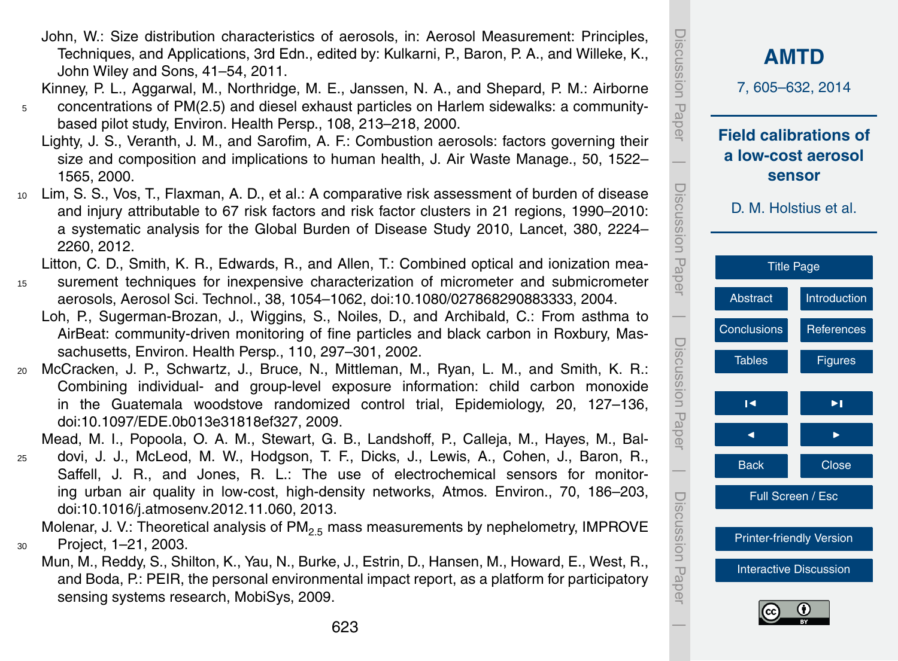John, W.: Size distribution characteristics of aerosols, in: Aerosol Measurement: Principles, Techniques, and Applications, 3rd Edn., edited by: Kulkarni, P., Baron, P. A., and Willeke, K., John Wiley and Sons, 41–54, 2011.

Kinney, P. L., Aggarwal, M., Northridge, M. E., Janssen, N. A., and Shepard, P. M.: Airborne concentrations of PM(2.5) and diesel exhaust particles on Harlem sidewalks: a community-based pilot study, Environ. Health Persp., 108, 213–218, 2000.

Lighty, J. S., Veranth, J. M., and Sarofim, A. F.: Combustion aerosols: factors governing their size and composition and implications to human health, J. Air Waste Manage., 50, 1522–1565, 2000.

Lim, S. S., Vos, T., Flaxman, A. D., et al.: A comparative risk assessment of burden of disease and injury attributable to 67 risk factors and risk factor clusters in 21 regions, 1990–2010: a systematic analysis for the Global Burden of Disease Study 2010, Lancet, 380, 2224–2260, 2012.

Litton, C. D., Smith, K. R., Edwards, R., and Allen, T.: Combined optical and ionization measurement techniques for inexpensive characterization of micrometer and submicrometer aerosols, Aerosol Sci. Technol., 38, 1054–1062, doi:10.1080/027868290883333, 2004.

Loh, P., Sugerman-Brozan, J., Wiggins, S., Noiles, D., and Archibald, C.: From asthma to AirBeat: community-driven monitoring of fine particles and black carbon in Roxbury, Massachusetts, Environ. Health Persp., 110, 297–301, 2002.

McCracken, J. P., Schwartz, J., Bruce, N., Mittleman, M., Ryan, L. M., and Smith, K. R.: Combining individual- and group-level exposure information: child carbon monoxide in the Guatemala woodstove randomized control trial, Epidemiology, 20, 127–136, doi:10.1097/EDE.0b013e31818ef327, 2009.

Mead, M. I., Popoola, O. A. M., Stewart, G. B., Landshoff, P., Calleja, M., Hayes, M., Baldovi, J. J., McLeod, M. W., Hodgson, T. F., Dicks, J., Lewis, A., Cohen, J., Baron, R., Saffell, J. R., and Jones, R. L.: The use of electrochemical sensors for monitoring urban air quality in low-cost, high-density networks, Atmos. Environ., 70, 186–203, doi:10.1016/j.atmosenv.2012.11.060, 2013.

Molenar, J. V.: Theoretical analysis of $PM_{2.5}$ mass measurements by nephelometry, IMPROVE Project, 1–21, 2003.

Mun, M., Reddy, S., Shilton, K., Yau, N., Burke, J., Estrin, D., Hansen, M., Howard, E., West, R., and Boda, P.: PEIR, the personal environmental impact report, as a platform for participatory sensing systems research, MobiSys, 2009.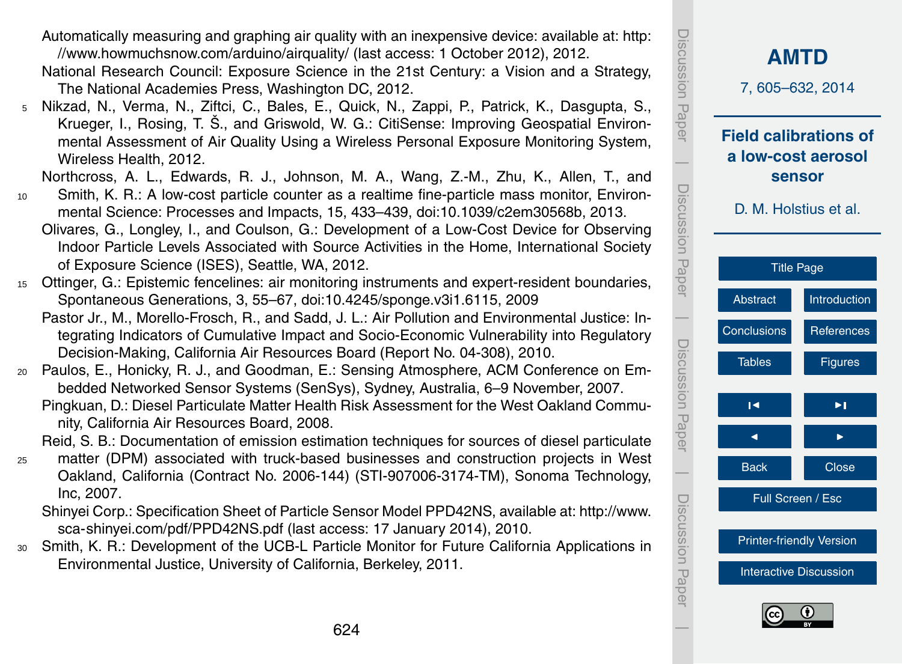Automatically measuring and graphing air quality with an inexpensive device: available at: http://www.howmuchsnow.com/arduino/airquality/ (last access: 1 October 2012), 2012.

National Research Council: Exposure Science in the 21st Century: a Vision and a Strategy, The National Academies Press, Washington DC, 2012.

Nikzad, N., Verma, N., Ziftci, C., Bales, E., Quick, N., Zappi, P., Patrick, K., Dasgupta, S., Krueger, I., Rosing, T. Š., and Griswold, W. G.: CitiSense: Improving Geospatial Environmental Assessment of Air Quality Using a Wireless Personal Exposure Monitoring System, Wireless Health, 2012.

Northcross, A. L., Edwards, R. J., Johnson, M. A., Wang, Z.-M., Zhu, K., Allen, T., and Smith, K. R.: A low-cost particle counter as a realtime fine-particle mass monitor, Environmental Science: Processes and Impacts, 15, 433–439, doi:10.1039/c2em30568b, 2013.

Olivares, G., Longley, I., and Coulson, G.: Development of a Low-Cost Device for Observing Indoor Particle Levels Associated with Source Activities in the Home, International Society of Exposure Science (ISES), Seattle, WA, 2012.

Ottinger, G.: Epistemic fencelines: air monitoring instruments and expert-resident boundaries, Spontaneous Generations, 3, 55–67, doi:10.4245/sponge.v3i1.6115, 2009

Pastor Jr., M., Morello-Frosch, R., and Sadd, J. L.: Air Pollution and Environmental Justice: Integrating Indicators of Cumulative Impact and Socio-Economic Vulnerability into Regulatory Decision-Making, California Air Resources Board (Report No. 04-308), 2010.

Paulos, E., Honicky, R. J., and Goodman, E.: Sensing Atmosphere, ACM Conference on Embedded Networked Sensor Systems (SenSys), Sydney, Australia, 6–9 November, 2007.

Pingkuan, D.: Diesel Particulate Matter Health Risk Assessment for the West Oakland Community, California Air Resources Board, 2008.

Reid, S. B.: Documentation of emission estimation techniques for sources of diesel particulate matter (DPM) associated with truck-based businesses and construction projects in West Oakland, California (Contract No. 2006-144) (STI-907006-3174-TM), Sonoma Technology, Inc, 2007.

Shinyei Corp.: Specification Sheet of Particle Sensor Model PPD42NS, available at: http://www.sca-shinyei.com/pdf/PPD42NS.pdf (last access: 17 January 2014), 2010.

Smith, K. R.: Development of the UCB-L Particle Monitor for Future California Applications in Environmental Justice, University of California, Berkeley, 2011.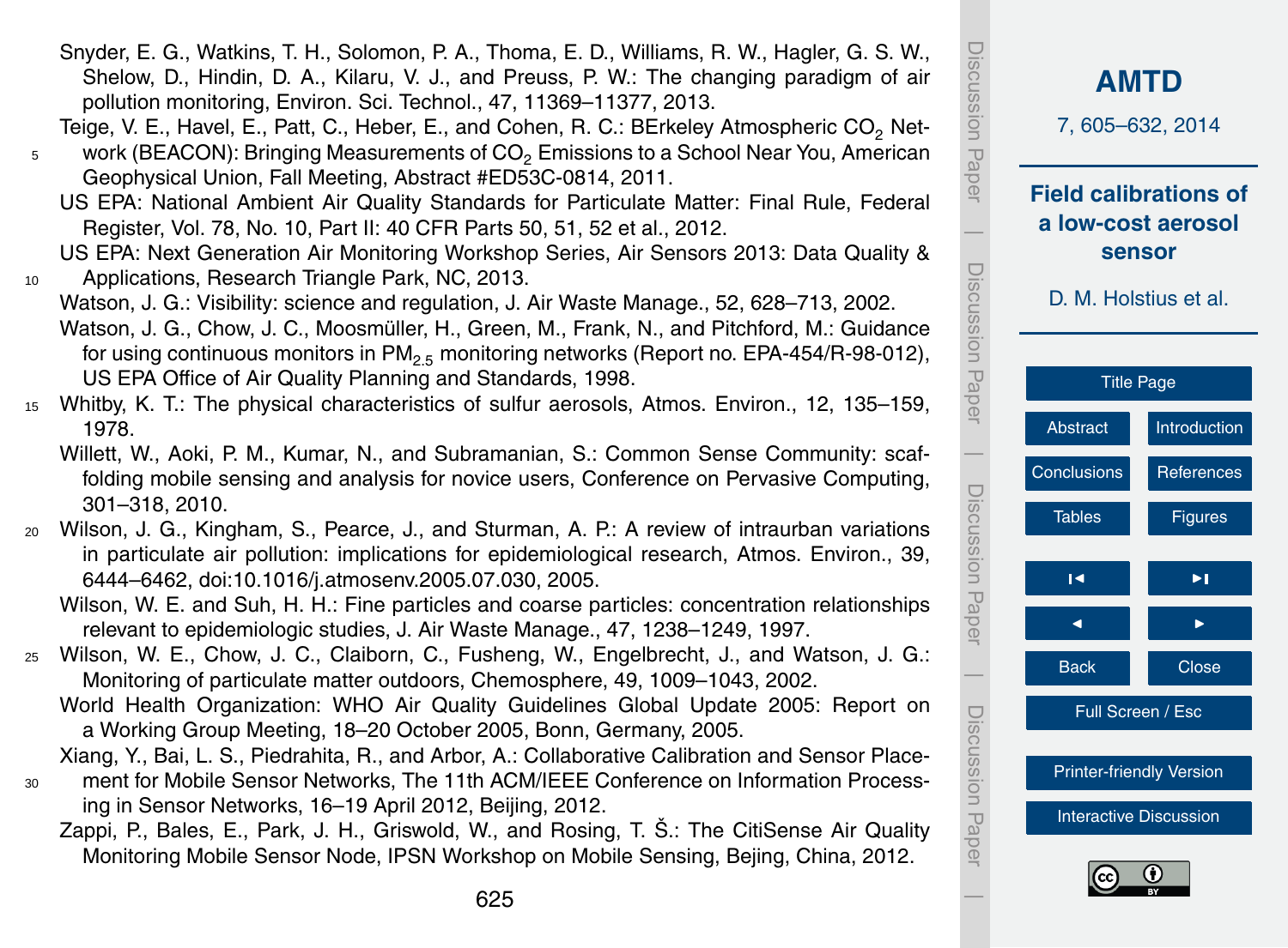Snyder, E. G., Watkins, T. H., Solomon, P. A., Thoma, E. D., Williams, R. W., Hagler, G. S. W., Shelow, D., Hindin, D. A., Kilaru, V. J., and Preuss, P. W.: The changing paradigm of air pollution monitoring, Environ. Sci. Technol., 47, 11369–11377, 2013.

Teige, V. E., Havel, E., Patt, C., Heber, E., and Cohen, R. C.: BErkeley Atmospheric $CO_2$ Network (BEACON): Bringing Measurements of $CO_2$ Emissions to a School Near You, American Geophysical Union, Fall Meeting, Abstract #ED53C-0814, 2011.

US EPA: National Ambient Air Quality Standards for Particulate Matter: Final Rule, Federal Register, Vol. 78, No. 10, Part II: 40 CFR Parts 50, 51, 52 et al., 2012.

US EPA: Next Generation Air Monitoring Workshop Series, Air Sensors 2013: Data Quality & Applications, Research Triangle Park, NC, 2013.

Watson, J. G.: Visibility: science and regulation, J. Air Waste Manage., 52, 628–713, 2002.

Watson, J. G., Chow, J. C., Moosmüller, H., Green, M., Frank, N., and Pitchford, M.: Guidance for using continuous monitors in $PM_{2.5}$ monitoring networks (Report no. EPA-454/R-98-012), US EPA Office of Air Quality Planning and Standards, 1998.

Whitby, K. T.: The physical characteristics of sulfur aerosols, Atmos. Environ., 12, 135–159, 1978.

Willett, W., Aoki, P. M., Kumar, N., and Subramanian, S.: Common Sense Community: scaffolding mobile sensing and analysis for novice users, Conference on Pervasive Computing, 301–318, 2010.

Wilson, J. G., Kingham, S., Pearce, J., and Sturman, A. P.: A review of intraurban variations in particulate air pollution: implications for epidemiological research, Atmos. Environ., 39, 6444–6462, doi:10.1016/j.atmosenv.2005.07.030, 2005.

Wilson, W. E. and Suh, H. H.: Fine particles and coarse particles: concentration relationships relevant to epidemiologic studies, J. Air Waste Manage., 47, 1238–1249, 1997.

Wilson, W. E., Chow, J. C., Claiborn, C., Fusheng, W., Engelbrecht, J., and Watson, J. G.: Monitoring of particulate matter outdoors, Chemosphere, 49, 1009–1043, 2002.

World Health Organization: WHO Air Quality Guidelines Global Update 2005: Report on a Working Group Meeting, 18–20 October 2005, Bonn, Germany, 2005.

Xiang, Y., Bai, L. S., Piedrahita, R., and Arbor, A.: Collaborative Calibration and Sensor Placement for Mobile Sensor Networks, The 11th ACM/IEEE Conference on Information Processing in Sensor Networks, 16–19 April 2012, Beijing, 2012.

Zappi, P., Bales, E., Park, J. H., Griswold, W., and Rosing, T. Š.: The CitiSense Air Quality Monitoring Mobile Sensor Node, IPSN Workshop on Mobile Sensing, Bejing, China, 2012.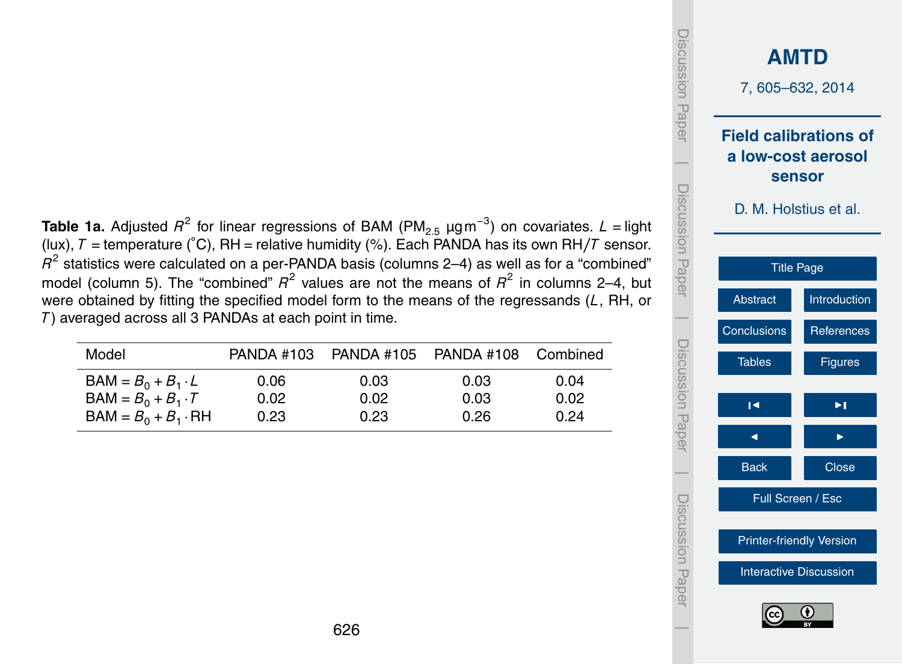**Table 1a.** Adjusted $R^2$ for linear regressions of BAM ($PM_{2.5}$ $\mu g\,m^{-3}$) on covariates. $L$ = light (lux), $T$ = temperature (°C), RH = relative humidity (%). Each PANDA has its own RH/$T$ sensor. $R^2$ statistics were calculated on a per-PANDA basis (columns 2–4) as well as for a "combined" model (column 5). The "combined" $R^2$ values are not the means of $R^2$ in columns 2–4, but were obtained by fitting the specified model form to the means of the regressands ($L$, RH, or $T$) averaged across all 3 PANDAs at each point in time.

| Model | PANDA #103 | PANDA #105 | PANDA #108 | Combined |
|---|---|---|---|---|
| BAM = $B_0 + B_1 \cdot L$ | 0.06 | 0.03 | 0.03 | 0.04 |
| BAM = $B_0 + B_1 \cdot T$ | 0.02 | 0.02 | 0.03 | 0.02 |
| BAM = $B_0 + B_1 \cdot \mathrm{RH}$ | 0.23 | 0.23 | 0.26 | 0.24 |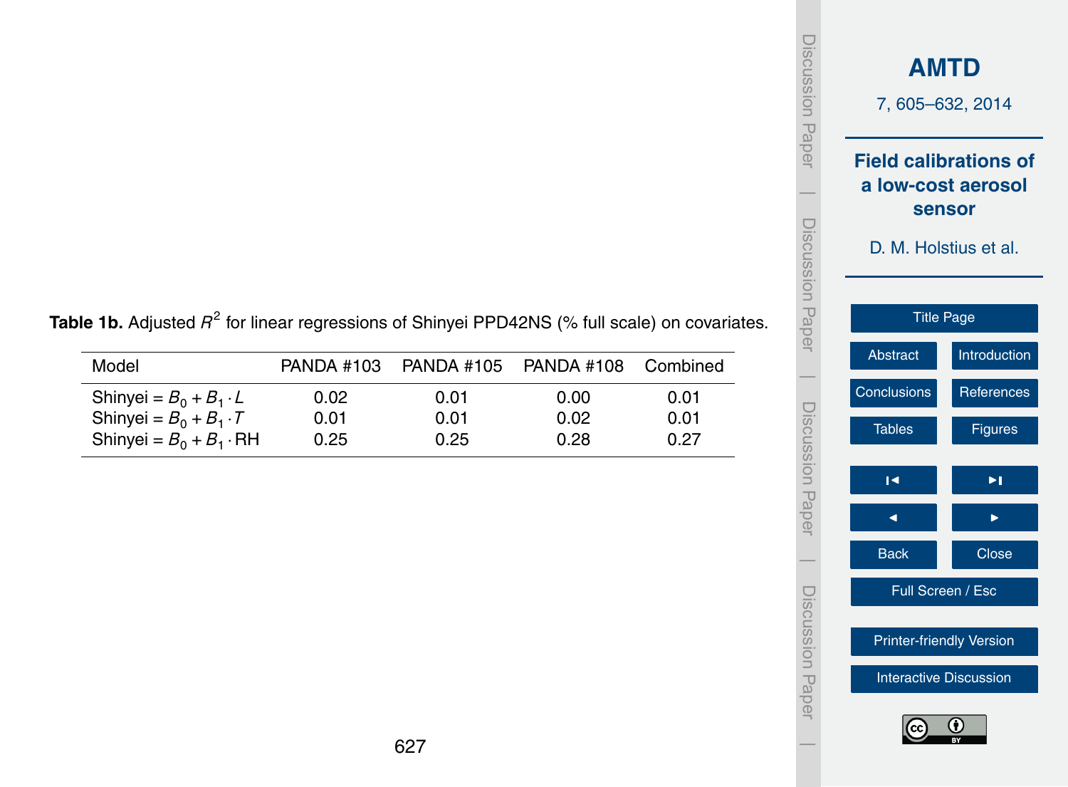**Table 1b.** Adjusted $R^2$ for linear regressions of Shinyei PPD42NS (% full scale) on covariates.

| Model | PANDA #103 | PANDA #105 | PANDA #108 | Combined |
|---|---|---|---|---|
| Shinyei = $B_0 + B_1 \cdot L$ | 0.02 | 0.01 | 0.00 | 0.01 |
| Shinyei = $B_0 + B_1 \cdot T$ | 0.01 | 0.01 | 0.02 | 0.01 |
| Shinyei = $B_0 + B_1 \cdot \mathrm{RH}$ | 0.25 | 0.25 | 0.28 | 0.27 |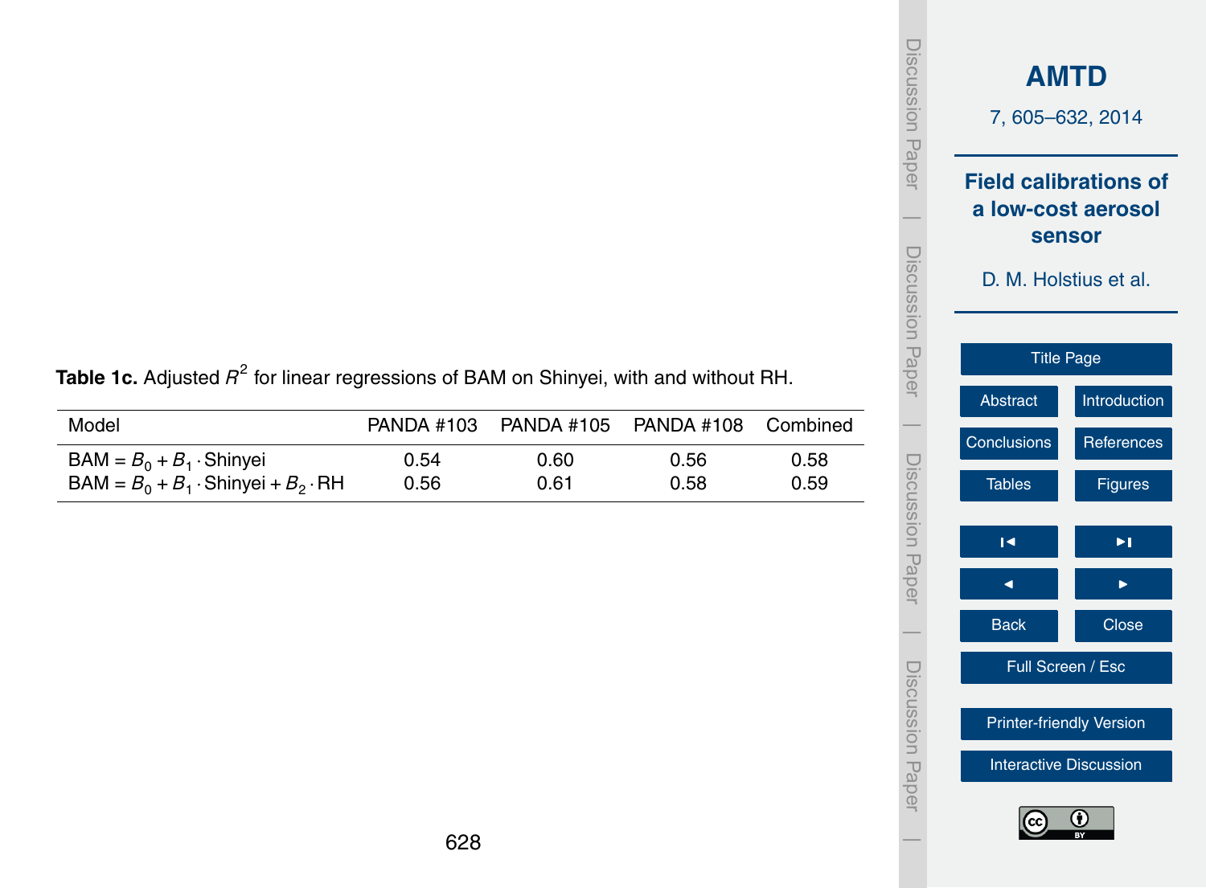**Table 1c.** Adjusted $R^2$ for linear regressions of BAM on Shinyei, with and without RH.

| Model | PANDA #103 | PANDA #105 | PANDA #108 | Combined |
|---|---|---|---|---|
| $\text{BAM} = B_0 + B_1 \cdot \text{Shinyei}$ | 0.54 | 0.60 | 0.56 | 0.58 |
| $\text{BAM} = B_0 + B_1 \cdot \text{Shinyei} + B_2 \cdot \text{RH}$ | 0.56 | 0.61 | 0.58 | 0.59 |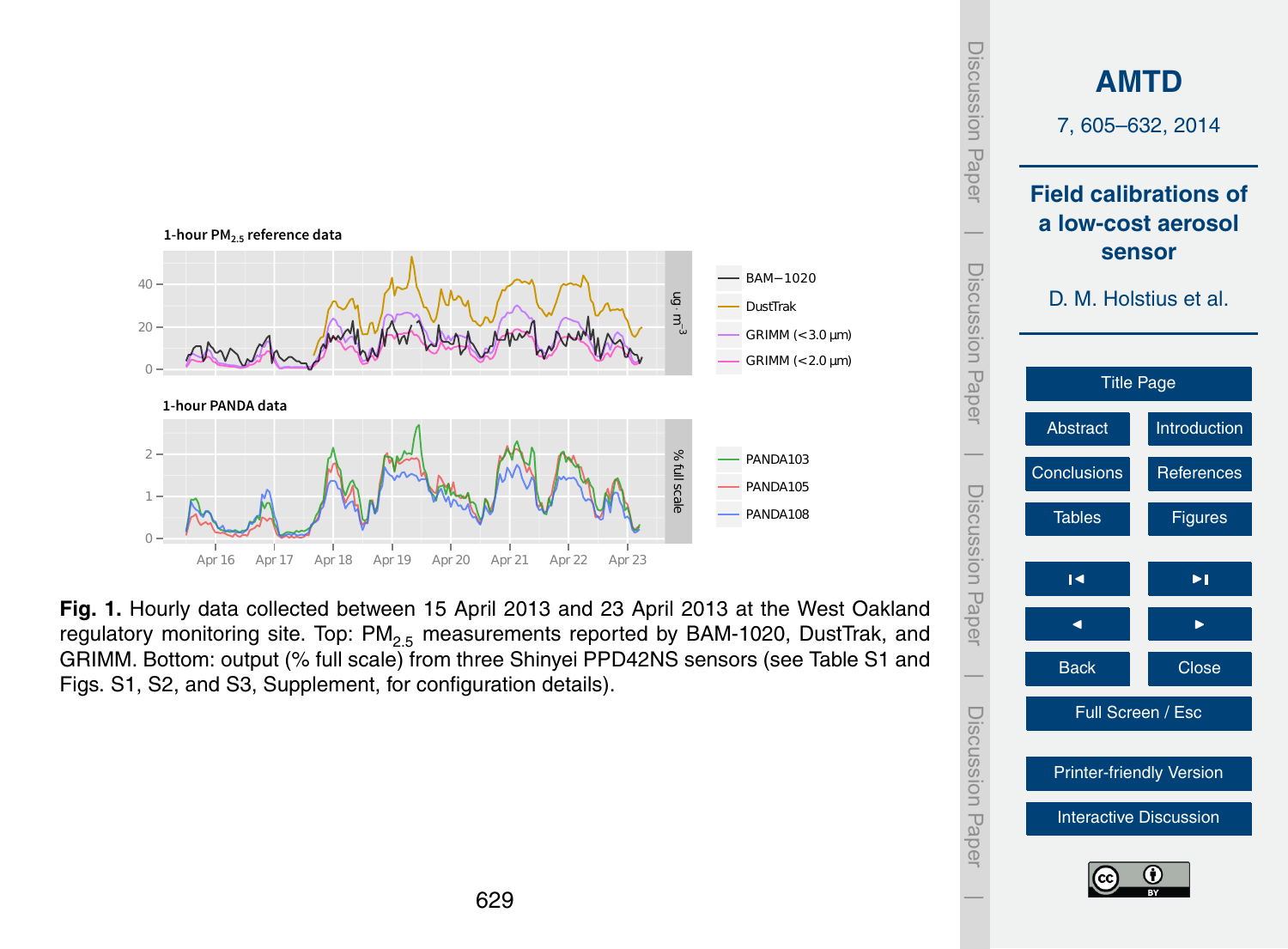**Fig. 1.** Hourly data collected between 15 April 2013 and 23 April 2013 at the West Oakland regulatory monitoring site. Top: $PM_{2.5}$ measurements reported by BAM-1020, DustTrak, and GRIMM. Bottom: output (% full scale) from three Shinyei PPD42NS sensors (see Table S1 and Figs. S1, S2, and S3, Supplement, for configuration details).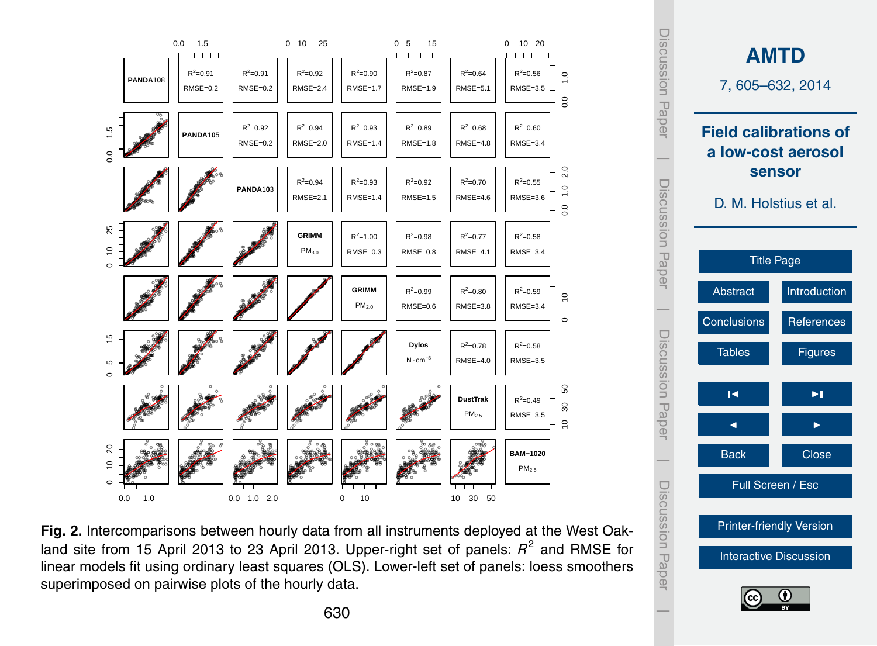**Fig. 2.** Intercomparisons between hourly data from all instruments deployed at the West Oakland site from 15 April 2013 to 23 April 2013. Upper-right set of panels: $R^2$ and RMSE for linear models fit using ordinary least squares (OLS). Lower-left set of panels: loess smoothers superimposed on pairwise plots of the hourly data.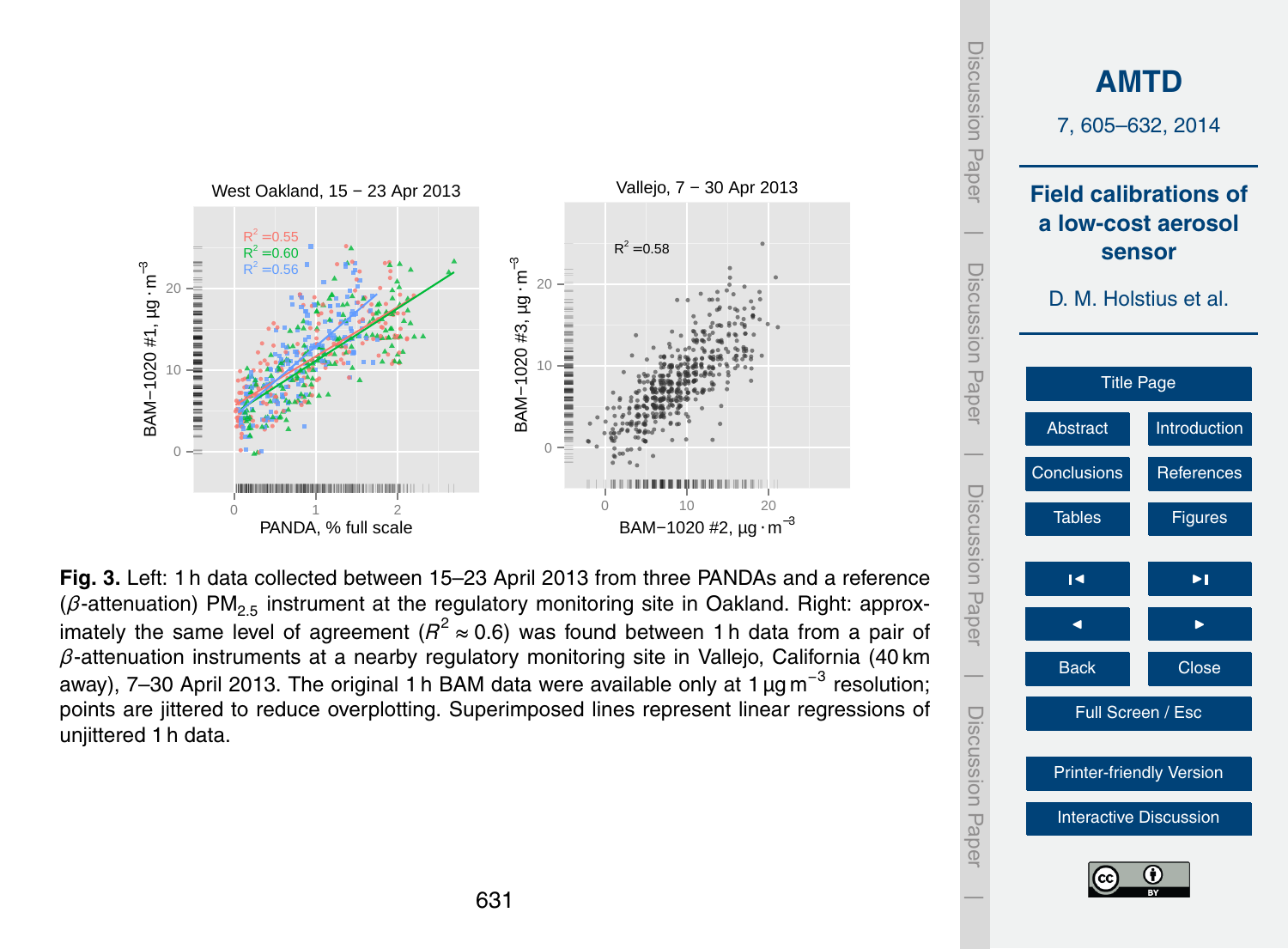**Fig. 3.** Left: 1 h data collected between 15–23 April 2013 from three PANDAs and a reference ($\beta$-attenuation) $PM_{2.5}$ instrument at the regulatory monitoring site in Oakland. Right: approximately the same level of agreement ($R^2 \approx 0.6$) was found between 1 h data from a pair of $\beta$-attenuation instruments at a nearby regulatory monitoring site in Vallejo, California (40 km away), 7–30 April 2013. The original 1 h BAM data were available only at 1 $\mu g\,m^{-3}$ resolution; points are jittered to reduce overplotting. Superimposed lines represent linear regressions of unjittered 1 h data.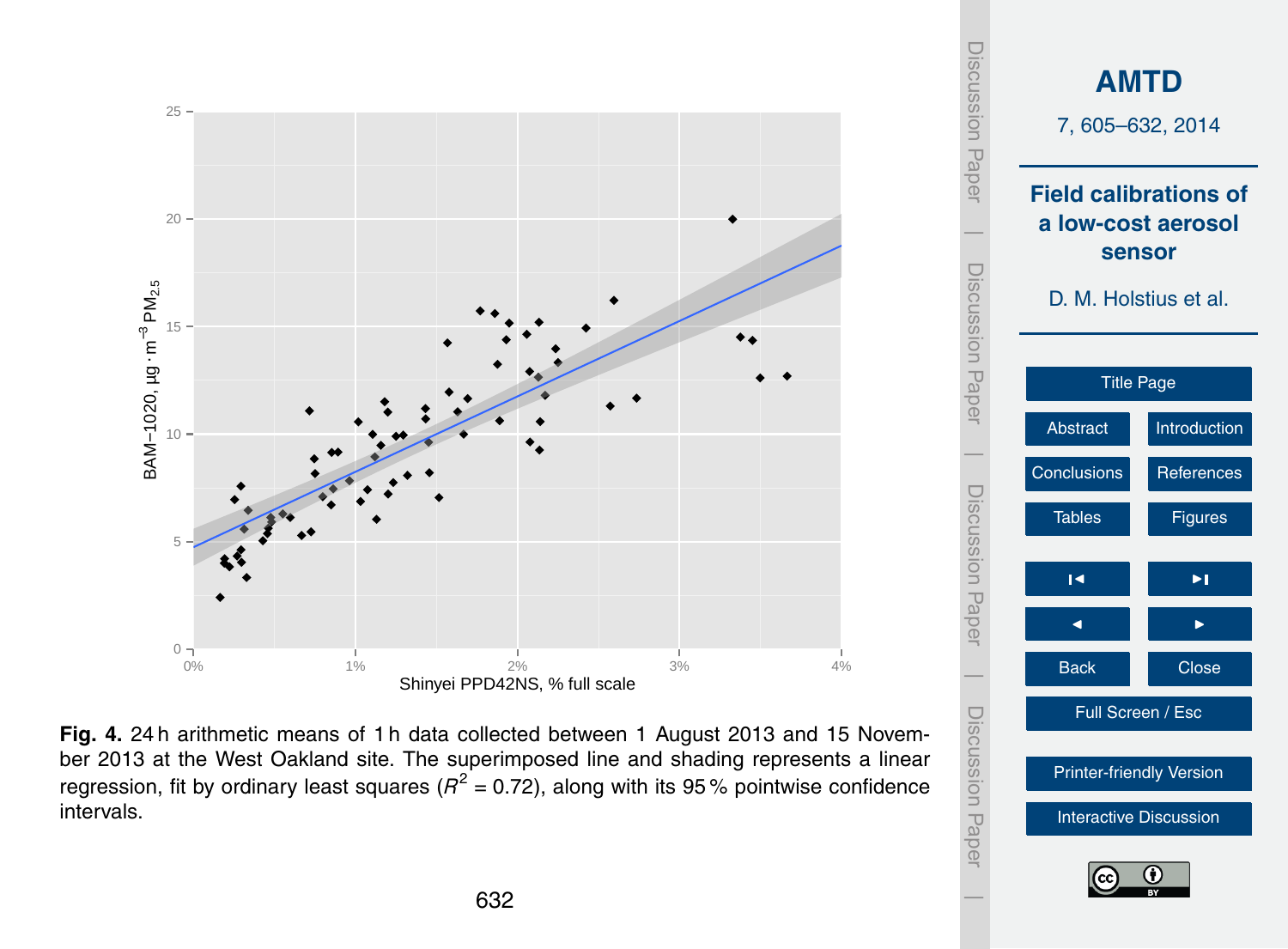25

20

15

10

5

0

0%

1%

2%

3%

4%

BAM−1020, μg · m$^{-3}$ PM$_{2.5}$

Shinyei PPD42NS, % full scale

**Fig. 4.** 24 h arithmetic means of 1 h data collected between 1 August 2013 and 15 November 2013 at the West Oakland site. The superimposed line and shading represents a linear regression, fit by ordinary least squares ($R^2 = 0.72$), along with its 95 % pointwise confidence intervals.